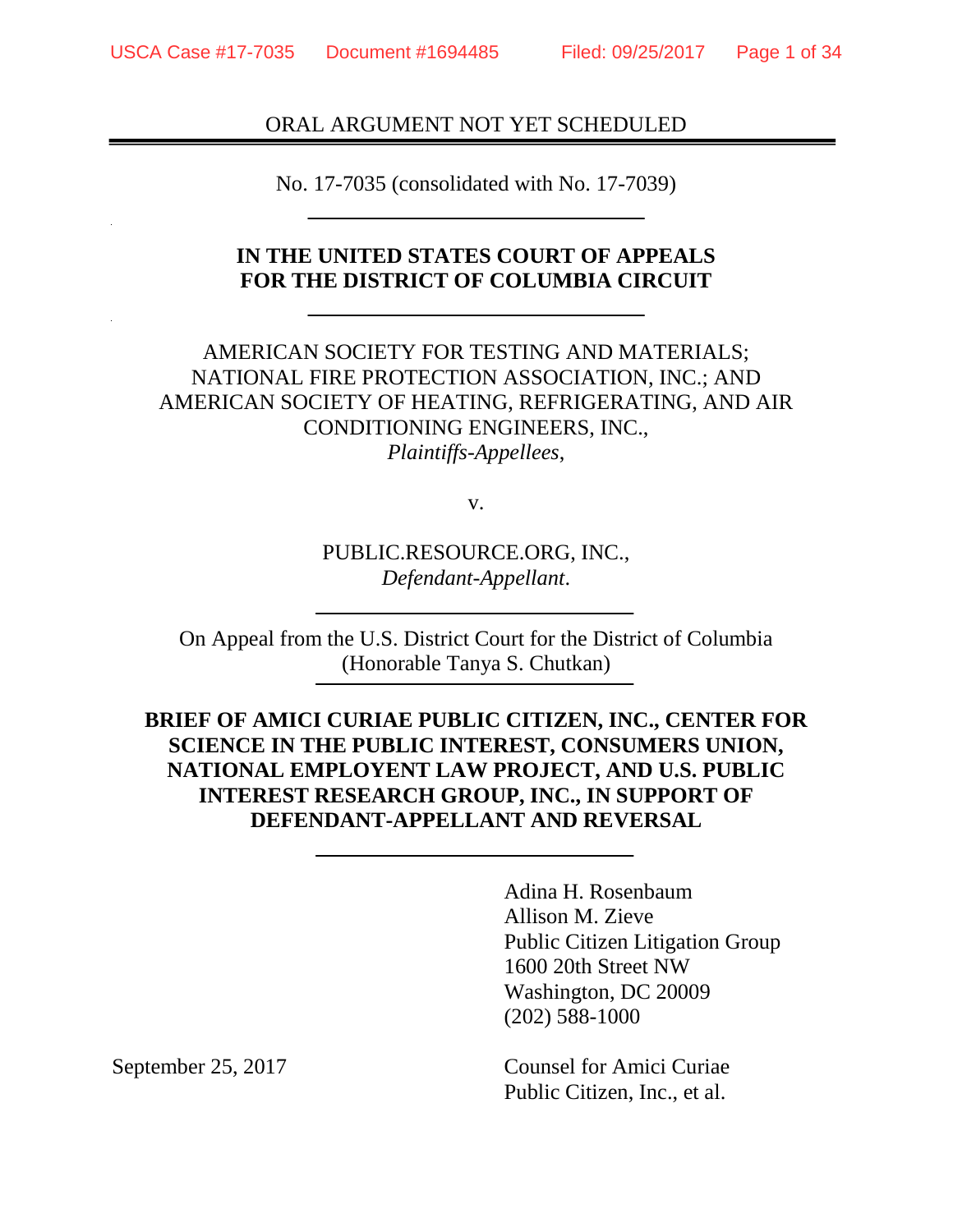ORAL ARGUMENT NOT YET SCHEDULED

---

No. 17-7035 (consolidated with No. 17-7039)

---

**IN THE UNITED STATES COURT OF APPEALS**
**FOR THE DISTRICT OF COLUMBIA CIRCUIT**

---

AMERICAN SOCIETY FOR TESTING AND MATERIALS; NATIONAL FIRE PROTECTION ASSOCIATION, INC.; AND AMERICAN SOCIETY OF HEATING, REFRIGERATING, AND AIR CONDITIONING ENGINEERS, INC.,
*Plaintiffs-Appellees*,

v.

PUBLIC.RESOURCE.ORG, INC.,
*Defendant-Appellant*.

---

On Appeal from the U.S. District Court for the District of Columbia
(Honorable Tanya S. Chutkan)

---

**BRIEF OF AMICI CURIAE PUBLIC CITIZEN, INC., CENTER FOR SCIENCE IN THE PUBLIC INTEREST, CONSUMERS UNION, NATIONAL EMPLOYENT LAW PROJECT, AND U.S. PUBLIC INTEREST RESEARCH GROUP, INC., IN SUPPORT OF DEFENDANT-APPELLANT AND REVERSAL**

---

Adina H. Rosenbaum
Allison M. Zieve
Public Citizen Litigation Group
1600 20th Street NW
Washington, DC 20009
(202) 588-1000

September 25, 2017

Counsel for Amici Curiae
Public Citizen, Inc., et al.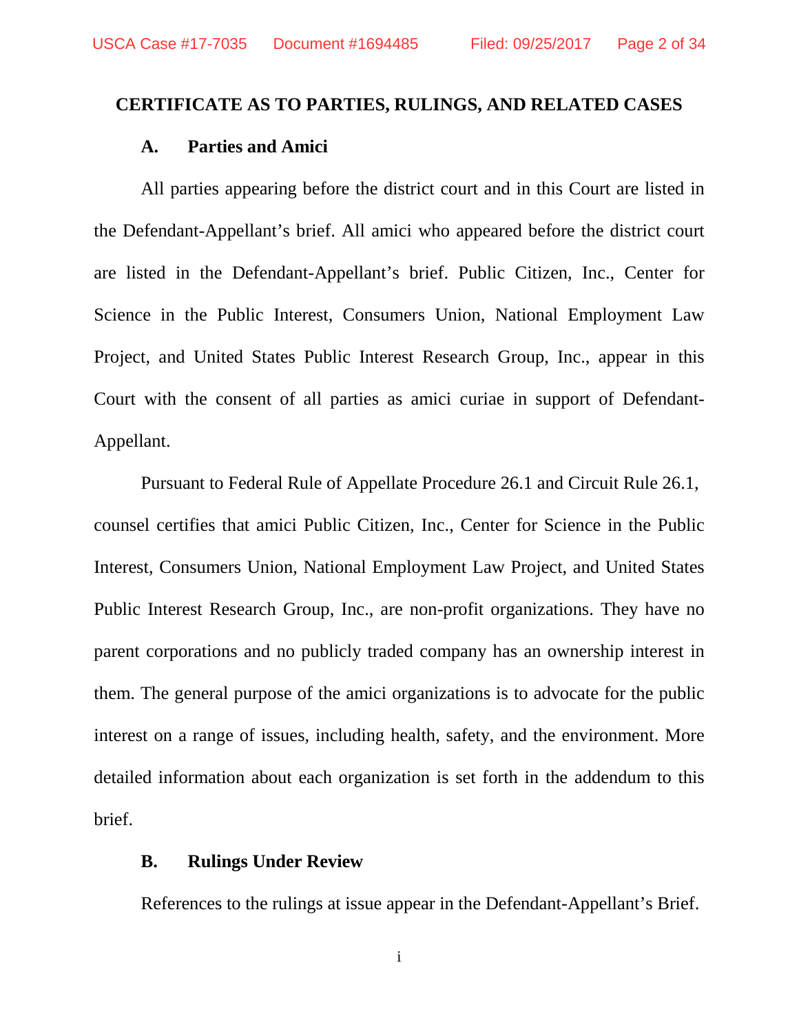## CERTIFICATE AS TO PARTIES, RULINGS, AND RELATED CASES

### A. Parties and Amici

All parties appearing before the district court and in this Court are listed in the Defendant-Appellant's brief. All amici who appeared before the district court are listed in the Defendant-Appellant's brief. Public Citizen, Inc., Center for Science in the Public Interest, Consumers Union, National Employment Law Project, and United States Public Interest Research Group, Inc., appear in this Court with the consent of all parties as amici curiae in support of Defendant-Appellant.

Pursuant to Federal Rule of Appellate Procedure 26.1 and Circuit Rule 26.1, counsel certifies that amici Public Citizen, Inc., Center for Science in the Public Interest, Consumers Union, National Employment Law Project, and United States Public Interest Research Group, Inc., are non-profit organizations. They have no parent corporations and no publicly traded company has an ownership interest in them. The general purpose of the amici organizations is to advocate for the public interest on a range of issues, including health, safety, and the environment. More detailed information about each organization is set forth in the addendum to this brief.

### B. Rulings Under Review

References to the rulings at issue appear in the Defendant-Appellant's Brief.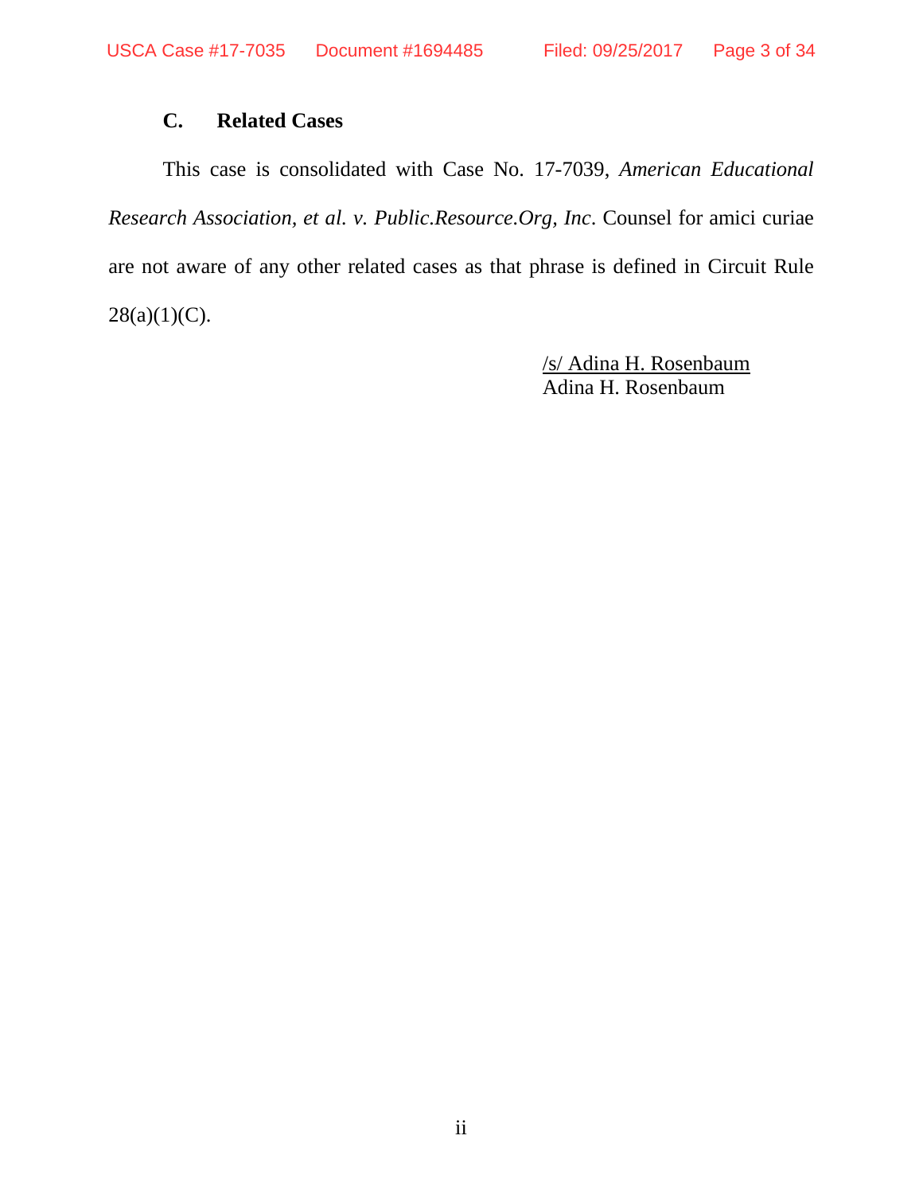### C. Related Cases

This case is consolidated with Case No. 17-7039, *American Educational Research Association, et al. v. Public.Resource.Org, Inc*. Counsel for amici curiae are not aware of any other related cases as that phrase is defined in Circuit Rule 28(a)(1)(C).

/s/ Adina H. Rosenbaum
Adina H. Rosenbaum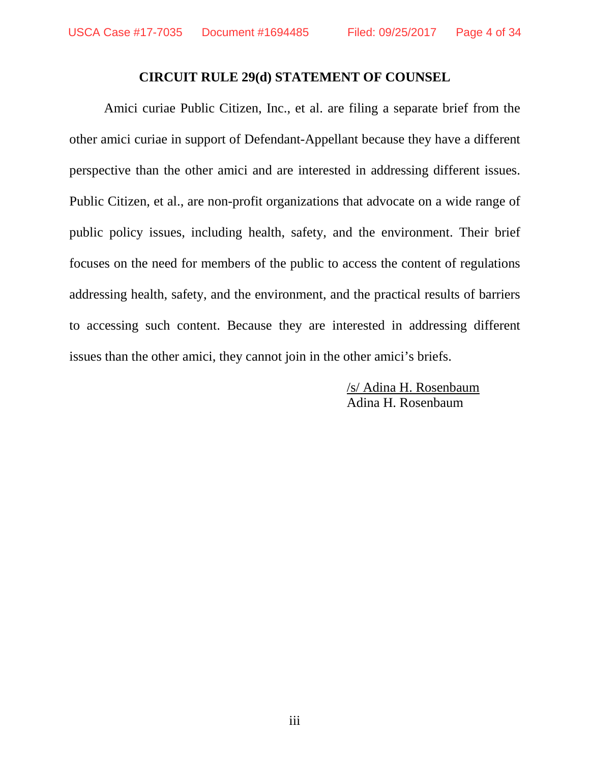## CIRCUIT RULE 29(d) STATEMENT OF COUNSEL

Amici curiae Public Citizen, Inc., et al. are filing a separate brief from the other amici curiae in support of Defendant-Appellant because they have a different perspective than the other amici and are interested in addressing different issues. Public Citizen, et al., are non-profit organizations that advocate on a wide range of public policy issues, including health, safety, and the environment. Their brief focuses on the need for members of the public to access the content of regulations addressing health, safety, and the environment, and the practical results of barriers to accessing such content. Because they are interested in addressing different issues than the other amici, they cannot join in the other amici's briefs.

/s/ Adina H. Rosenbaum
Adina H. Rosenbaum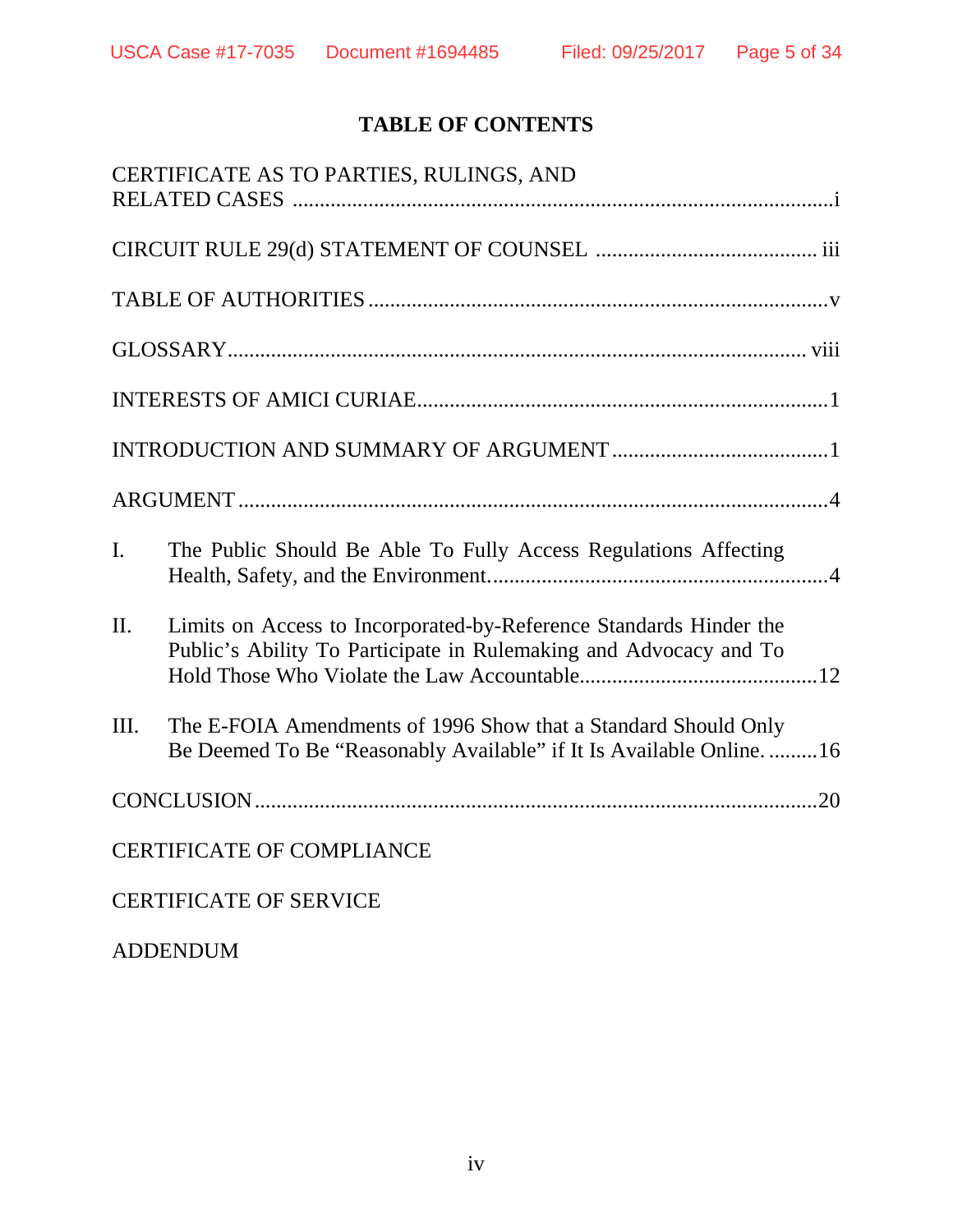# TABLE OF CONTENTS

CERTIFICATE AS TO PARTIES, RULINGS, AND RELATED CASES ....................................................................................................i

CIRCUIT RULE 29(d) STATEMENT OF COUNSEL ........................................ iii

TABLE OF AUTHORITIES ....................................................................................v

GLOSSARY......................................................................................................... viii

INTERESTS OF AMICI CURIAE..........................................................................1

INTRODUCTION AND SUMMARY OF ARGUMENT .......................................1

ARGUMENT ............................................................................................................4

I. The Public Should Be Able To Fully Access Regulations Affecting Health, Safety, and the Environment..............................................................4

II. Limits on Access to Incorporated-by-Reference Standards Hinder the Public's Ability To Participate in Rulemaking and Advocacy and To Hold Those Who Violate the Law Accountable............................................12

III. The E-FOIA Amendments of 1996 Show that a Standard Should Only Be Deemed To Be "Reasonably Available" if It Is Available Online. .........16

CONCLUSION .......................................................................................................20

CERTIFICATE OF COMPLIANCE

CERTIFICATE OF SERVICE

ADDENDUM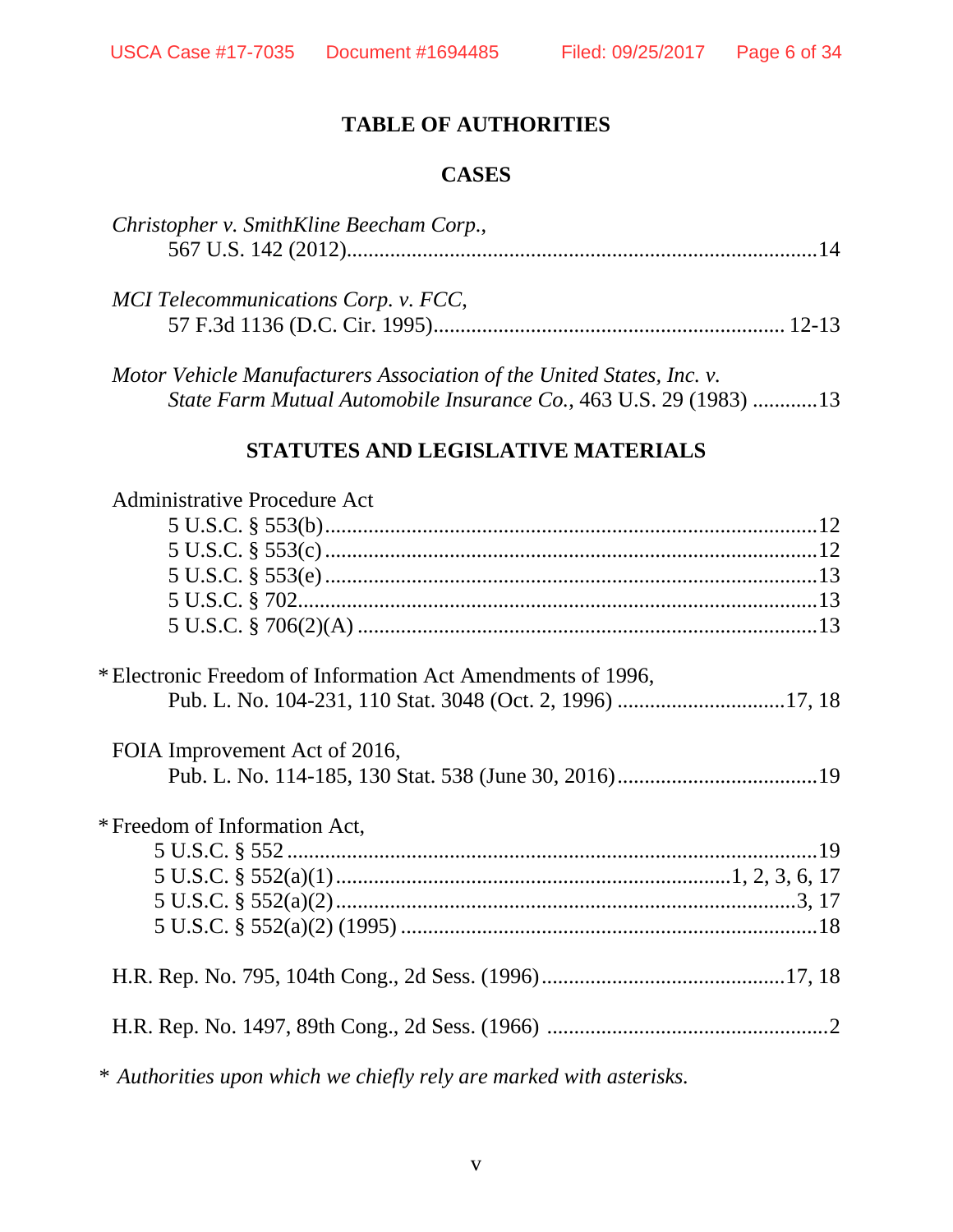# TABLE OF AUTHORITIES

## CASES

*Christopher v. SmithKline Beecham Corp.*,
567 U.S. 142 (2012).....................................................................................14

*MCI Telecommunications Corp. v. FCC*,
57 F.3d 1136 (D.C. Cir. 1995)............................................................... 12-13

*Motor Vehicle Manufacturers Association of the United States, Inc. v. State Farm Mutual Automobile Insurance Co.*, 463 U.S. 29 (1983) ...........13

## STATUTES AND LEGISLATIVE MATERIALS

Administrative Procedure Act
5 U.S.C. § 553(b).........................................................................................12
5 U.S.C. § 553(c).........................................................................................12
5 U.S.C. § 553(e).........................................................................................13
5 U.S.C. § 702..............................................................................................13
5 U.S.C. § 706(2)(A) ....................................................................................13

* Electronic Freedom of Information Act Amendments of 1996,
Pub. L. No. 104-231, 110 Stat. 3048 (Oct. 2, 1996) ..............................17, 18

FOIA Improvement Act of 2016,
Pub. L. No. 114-185, 130 Stat. 538 (June 30, 2016)....................................19

* Freedom of Information Act,
5 U.S.C. § 552 ................................................................................................19
5 U.S.C. § 552(a)(1).......................................................................1, 2, 3, 6, 17
5 U.S.C. § 552(a)(2)....................................................................................3, 17
5 U.S.C. § 552(a)(2) (1995) ............................................................................18

H.R. Rep. No. 795, 104th Cong., 2d Sess. (1996)............................................17, 18

H.R. Rep. No. 1497, 89th Cong., 2d Sess. (1966) ...................................................2

\* *Authorities upon which we chiefly rely are marked with asterisks.*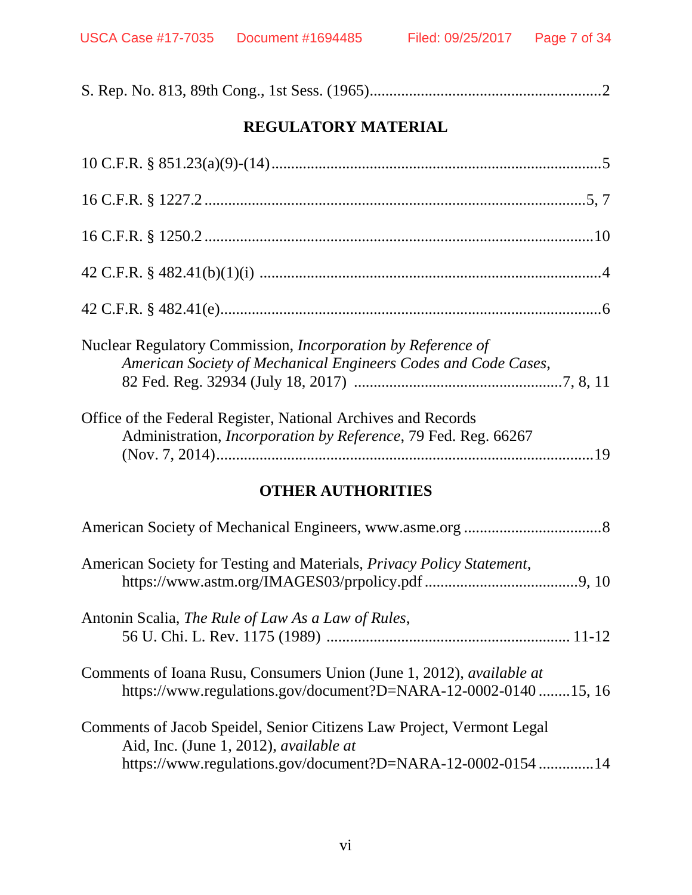S. Rep. No. 813, 89th Cong., 1st Sess. (1965)..........................................................2

## REGULATORY MATERIAL

10 C.F.R. § 851.23(a)(9)-(14)....................................................................................5

16 C.F.R. § 1227.2 ...................................................................................................5, 7

16 C.F.R. § 1250.2 ...................................................................................................10

42 C.F.R. § 482.41(b)(1)(i) .......................................................................................4

42 C.F.R. § 482.41(e).................................................................................................6

Nuclear Regulatory Commission, *Incorporation by Reference of American Society of Mechanical Engineers Codes and Code Cases*, 82 Fed. Reg. 32934 (July 18, 2017) ....................................................7, 8, 11

Office of the Federal Register, National Archives and Records Administration, *Incorporation by Reference*, 79 Fed. Reg. 66267 (Nov. 7, 2014)...............................................................................................19

## OTHER AUTHORITIES

American Society of Mechanical Engineers, www.asme.org ...................................8

American Society for Testing and Materials, *Privacy Policy Statement*, https://www.astm.org/IMAGES03/prpolicy.pdf .......................................9, 10

Antonin Scalia, *The Rule of Law As a Law of Rules*, 56 U. Chi. L. Rev. 1175 (1989) ............................................................ 11-12

Comments of Ioana Rusu, Consumers Union (June 1, 2012), *available at* https://www.regulations.gov/document?D=NARA-12-0002-0140 ........15, 16

Comments of Jacob Speidel, Senior Citizens Law Project, Vermont Legal Aid, Inc. (June 1, 2012), *available at* https://www.regulations.gov/document?D=NARA-12-0002-0154 ..............14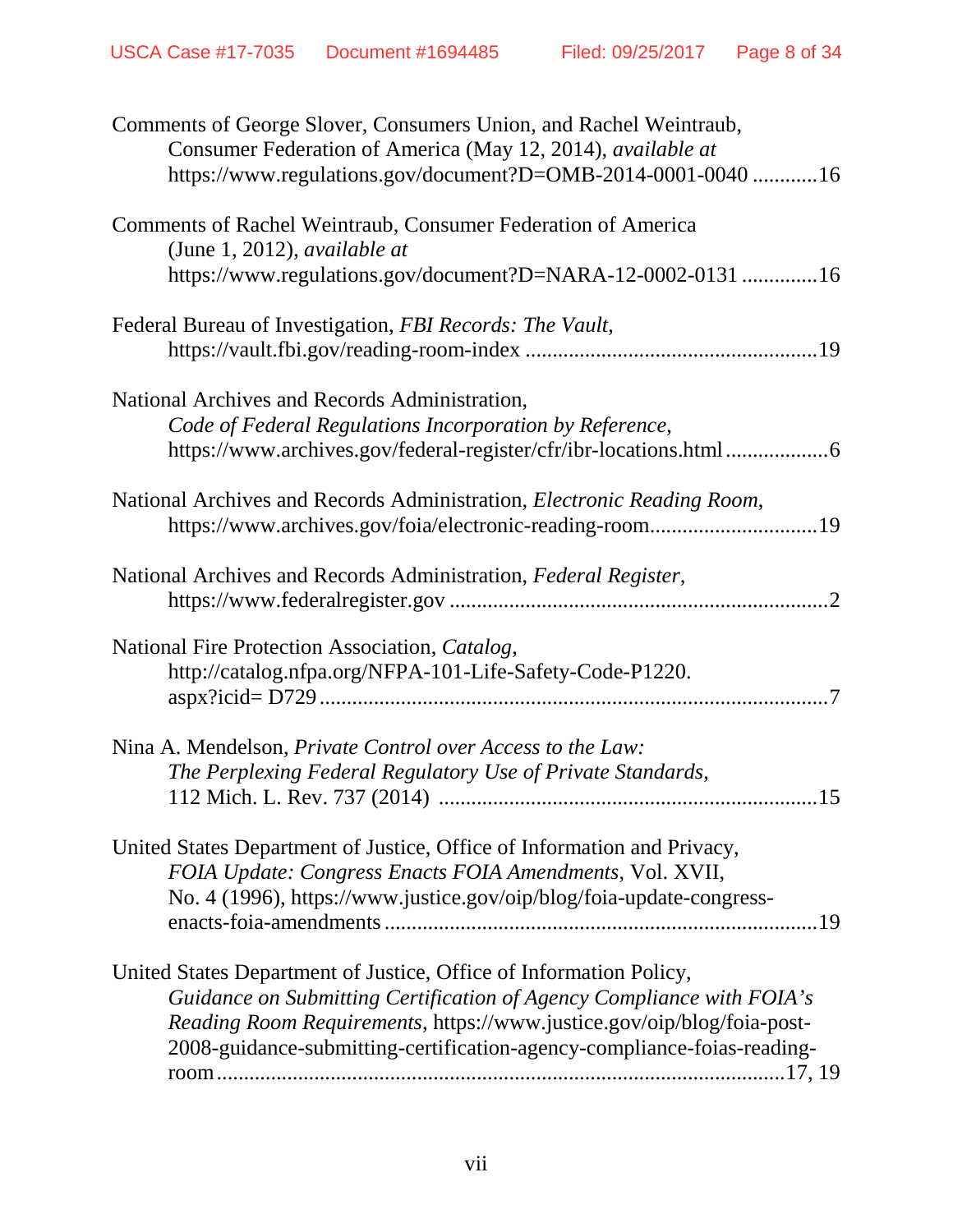Comments of George Slover, Consumers Union, and Rachel Weintraub, Consumer Federation of America (May 12, 2014), *available at* https://www.regulations.gov/document?D=OMB-2014-0001-0040 ............16

Comments of Rachel Weintraub, Consumer Federation of America (June 1, 2012), *available at* https://www.regulations.gov/document?D=NARA-12-0002-0131 ..............16

Federal Bureau of Investigation, *FBI Records: The Vault*, https://vault.fbi.gov/reading-room-index ......................................................19

National Archives and Records Administration, *Code of Federal Regulations Incorporation by Reference*, https://www.archives.gov/federal-register/cfr/ibr-locations.html ...................6

National Archives and Records Administration, *Electronic Reading Room*, https://www.archives.gov/foia/electronic-reading-room...............................19

National Archives and Records Administration, *Federal Register*, https://www.federalregister.gov ......................................................................2

National Fire Protection Association, *Catalog*, http://catalog.nfpa.org/NFPA-101-Life-Safety-Code-P1220. aspx?icid= D729 .............................................................................................7

Nina A. Mendelson, *Private Control over Access to the Law: The Perplexing Federal Regulatory Use of Private Standards*, 112 Mich. L. Rev. 737 (2014) .....................................................................15

United States Department of Justice, Office of Information and Privacy, *FOIA Update: Congress Enacts FOIA Amendments*, Vol. XVII, No. 4 (1996), https://www.justice.gov/oip/blog/foia-update-congress-enacts-foia-amendments ................................................................................19

United States Department of Justice, Office of Information Policy, *Guidance on Submitting Certification of Agency Compliance with FOIA's Reading Room Requirements*, https://www.justice.gov/oip/blog/foia-post-2008-guidance-submitting-certification-agency-compliance-foias-reading-room .........................................................................................17, 19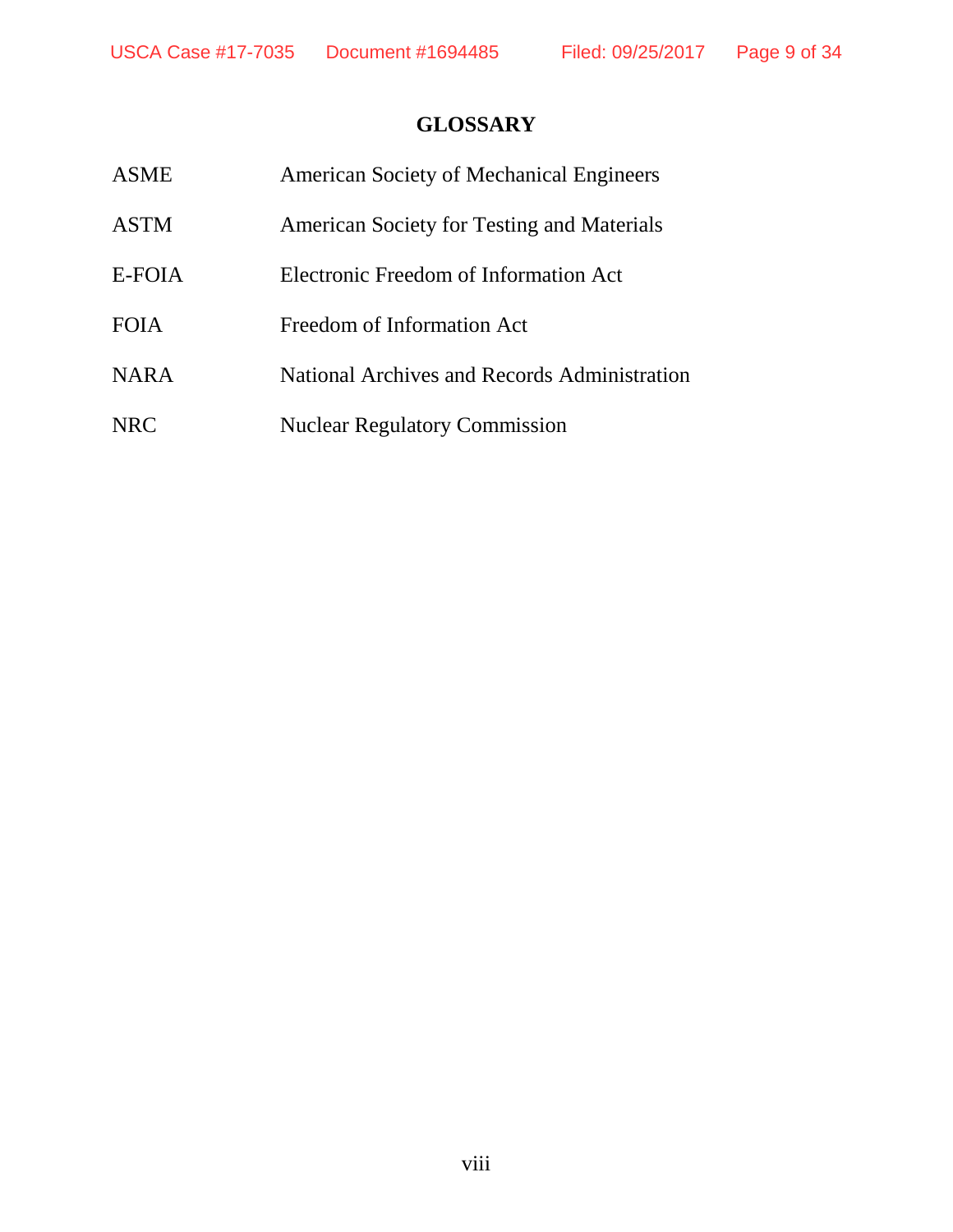# GLOSSARY

| | |
|---|---|
| ASME | American Society of Mechanical Engineers |
| ASTM | American Society for Testing and Materials |
| E-FOIA | Electronic Freedom of Information Act |
| FOIA | Freedom of Information Act |
| NARA | National Archives and Records Administration |
| NRC | Nuclear Regulatory Commission |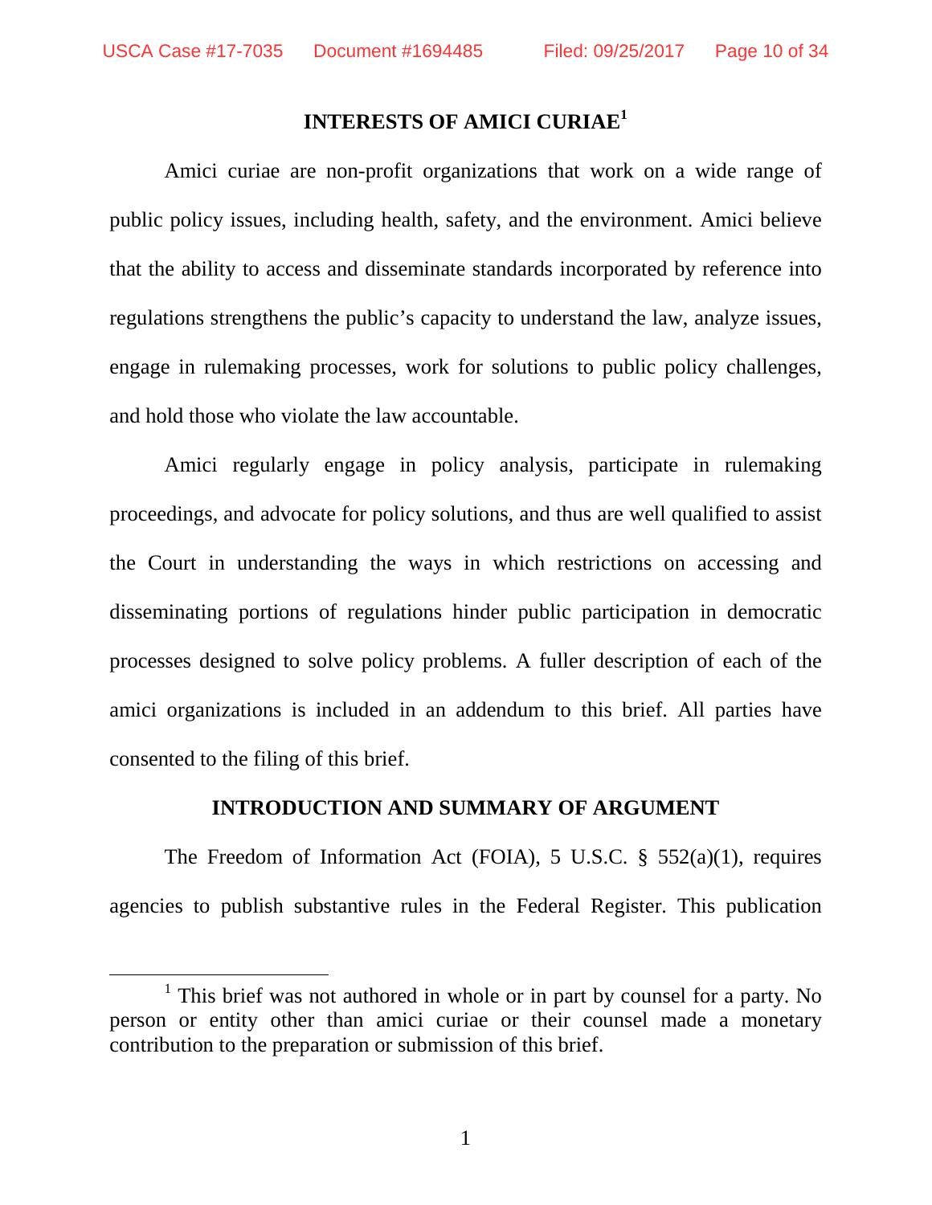## INTERESTS OF AMICI CURIAE[1]

Amici curiae are non-profit organizations that work on a wide range of public policy issues, including health, safety, and the environment. Amici believe that the ability to access and disseminate standards incorporated by reference into regulations strengthens the public's capacity to understand the law, analyze issues, engage in rulemaking processes, work for solutions to public policy challenges, and hold those who violate the law accountable.

Amici regularly engage in policy analysis, participate in rulemaking proceedings, and advocate for policy solutions, and thus are well qualified to assist the Court in understanding the ways in which restrictions on accessing and disseminating portions of regulations hinder public participation in democratic processes designed to solve policy problems. A fuller description of each of the amici organizations is included in an addendum to this brief. All parties have consented to the filing of this brief.

## INTRODUCTION AND SUMMARY OF ARGUMENT

The Freedom of Information Act (FOIA), 5 U.S.C. § 552(a)(1), requires agencies to publish substantive rules in the Federal Register. This publication

---

[1] This brief was not authored in whole or in part by counsel for a party. No person or entity other than amici curiae or their counsel made a monetary contribution to the preparation or submission of this brief.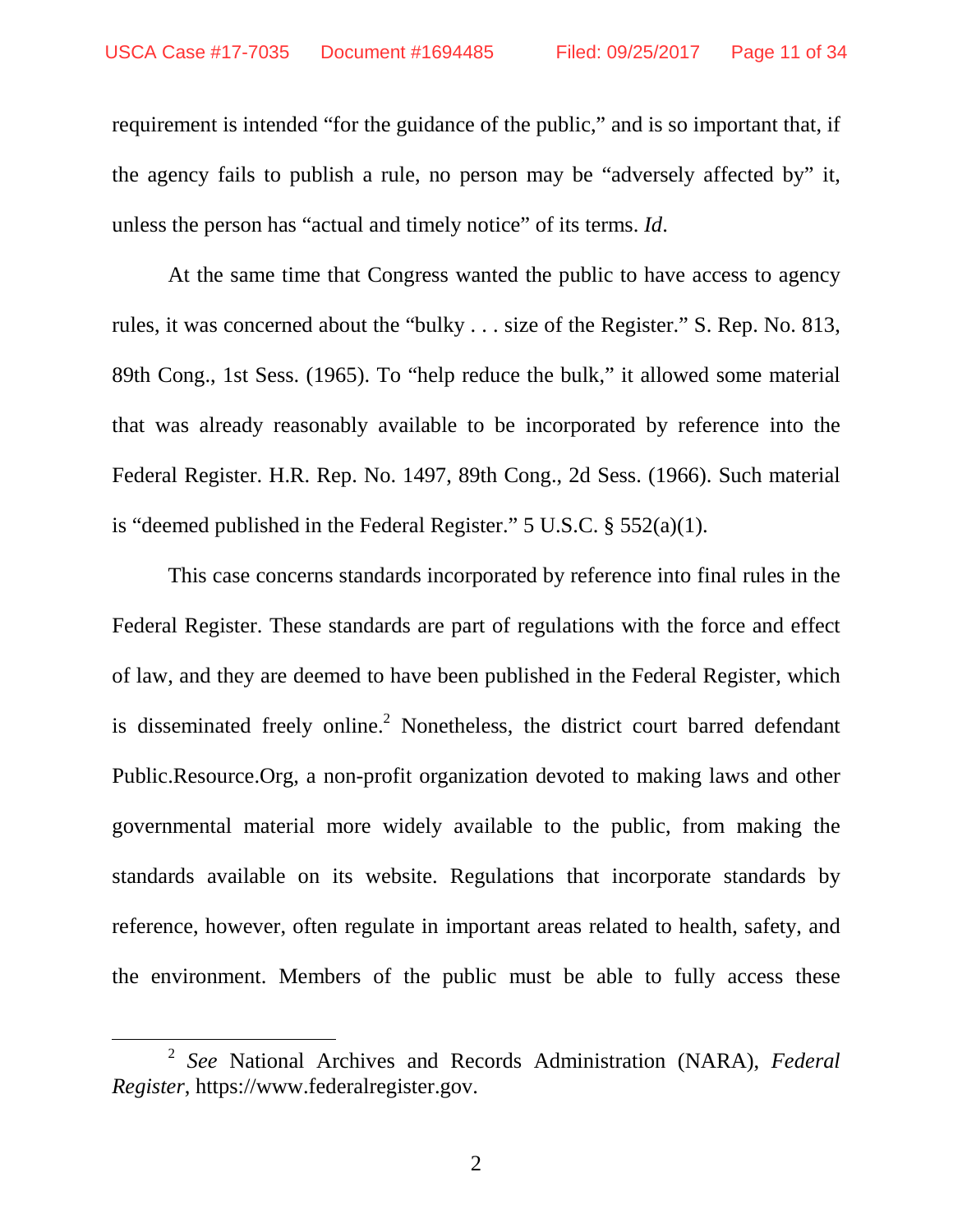requirement is intended "for the guidance of the public," and is so important that, if the agency fails to publish a rule, no person may be "adversely affected by" it, unless the person has "actual and timely notice" of its terms. *Id*.

At the same time that Congress wanted the public to have access to agency rules, it was concerned about the "bulky . . . size of the Register." S. Rep. No. 813, 89th Cong., 1st Sess. (1965). To "help reduce the bulk," it allowed some material that was already reasonably available to be incorporated by reference into the Federal Register. H.R. Rep. No. 1497, 89th Cong., 2d Sess. (1966). Such material is "deemed published in the Federal Register." 5 U.S.C. § 552(a)(1).

This case concerns standards incorporated by reference into final rules in the Federal Register. These standards are part of regulations with the force and effect of law, and they are deemed to have been published in the Federal Register, which is disseminated freely online.[2] Nonetheless, the district court barred defendant Public.Resource.Org, a non-profit organization devoted to making laws and other governmental material more widely available to the public, from making the standards available on its website. Regulations that incorporate standards by reference, however, often regulate in important areas related to health, safety, and the environment. Members of the public must be able to fully access these

---

[2] *See* National Archives and Records Administration (NARA), *Federal Register*, https://www.federalregister.gov.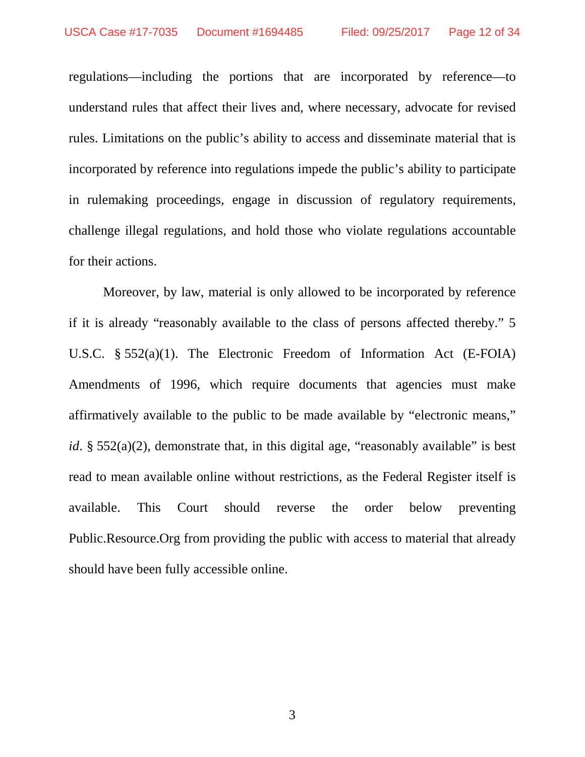regulations—including the portions that are incorporated by reference—to understand rules that affect their lives and, where necessary, advocate for revised rules. Limitations on the public's ability to access and disseminate material that is incorporated by reference into regulations impede the public's ability to participate in rulemaking proceedings, engage in discussion of regulatory requirements, challenge illegal regulations, and hold those who violate regulations accountable for their actions.

Moreover, by law, material is only allowed to be incorporated by reference if it is already "reasonably available to the class of persons affected thereby." 5 U.S.C. § 552(a)(1). The Electronic Freedom of Information Act (E-FOIA) Amendments of 1996, which require documents that agencies must make affirmatively available to the public to be made available by "electronic means," *id*. § 552(a)(2), demonstrate that, in this digital age, "reasonably available" is best read to mean available online without restrictions, as the Federal Register itself is available. This Court should reverse the order below preventing Public.Resource.Org from providing the public with access to material that already should have been fully accessible online.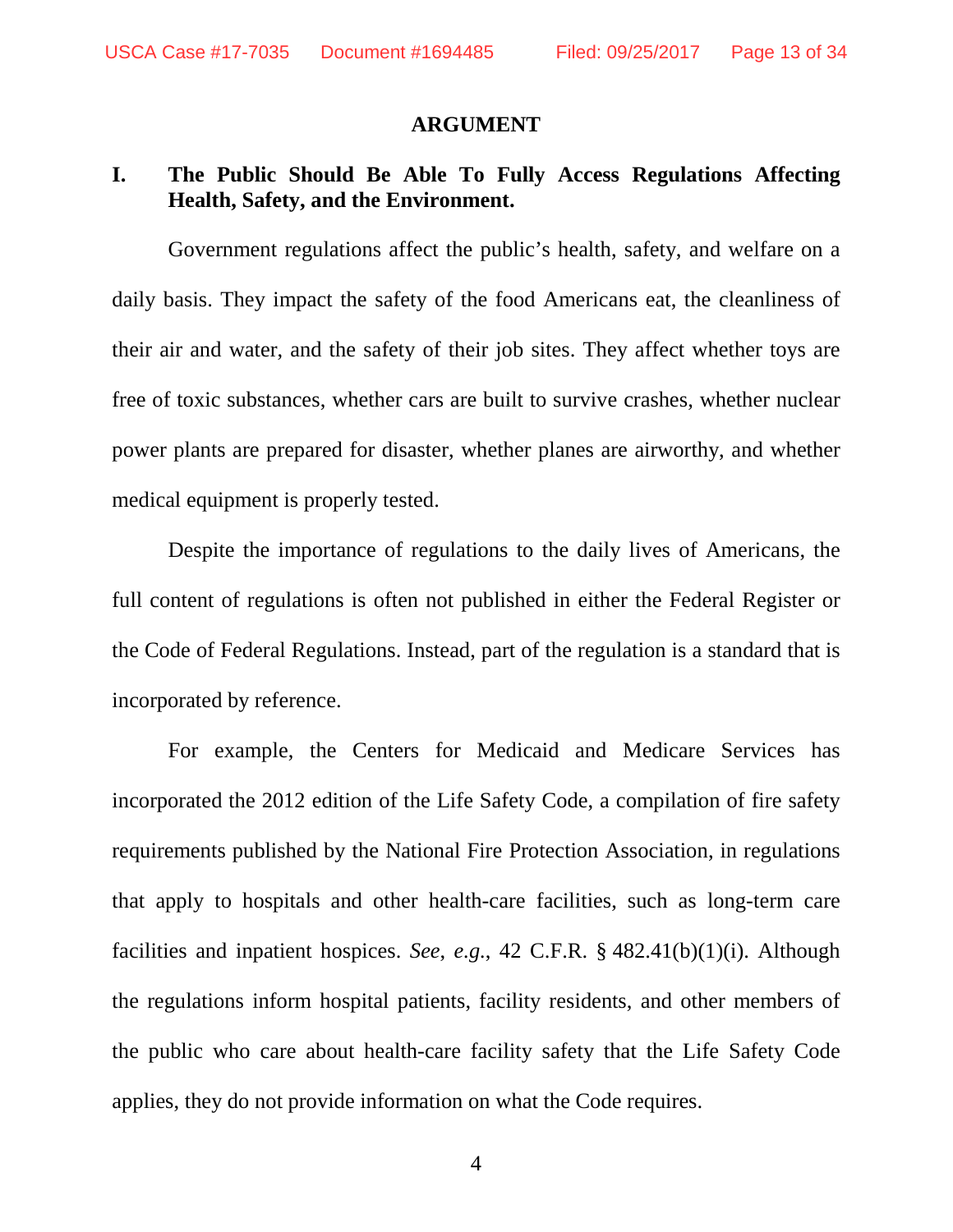## ARGUMENT

### I. The Public Should Be Able To Fully Access Regulations Affecting Health, Safety, and the Environment.

Government regulations affect the public's health, safety, and welfare on a daily basis. They impact the safety of the food Americans eat, the cleanliness of their air and water, and the safety of their job sites. They affect whether toys are free of toxic substances, whether cars are built to survive crashes, whether nuclear power plants are prepared for disaster, whether planes are airworthy, and whether medical equipment is properly tested.

Despite the importance of regulations to the daily lives of Americans, the full content of regulations is often not published in either the Federal Register or the Code of Federal Regulations. Instead, part of the regulation is a standard that is incorporated by reference.

For example, the Centers for Medicaid and Medicare Services has incorporated the 2012 edition of the Life Safety Code, a compilation of fire safety requirements published by the National Fire Protection Association, in regulations that apply to hospitals and other health-care facilities, such as long-term care facilities and inpatient hospices. *See*, *e.g.*, 42 C.F.R. § 482.41(b)(1)(i). Although the regulations inform hospital patients, facility residents, and other members of the public who care about health-care facility safety that the Life Safety Code applies, they do not provide information on what the Code requires.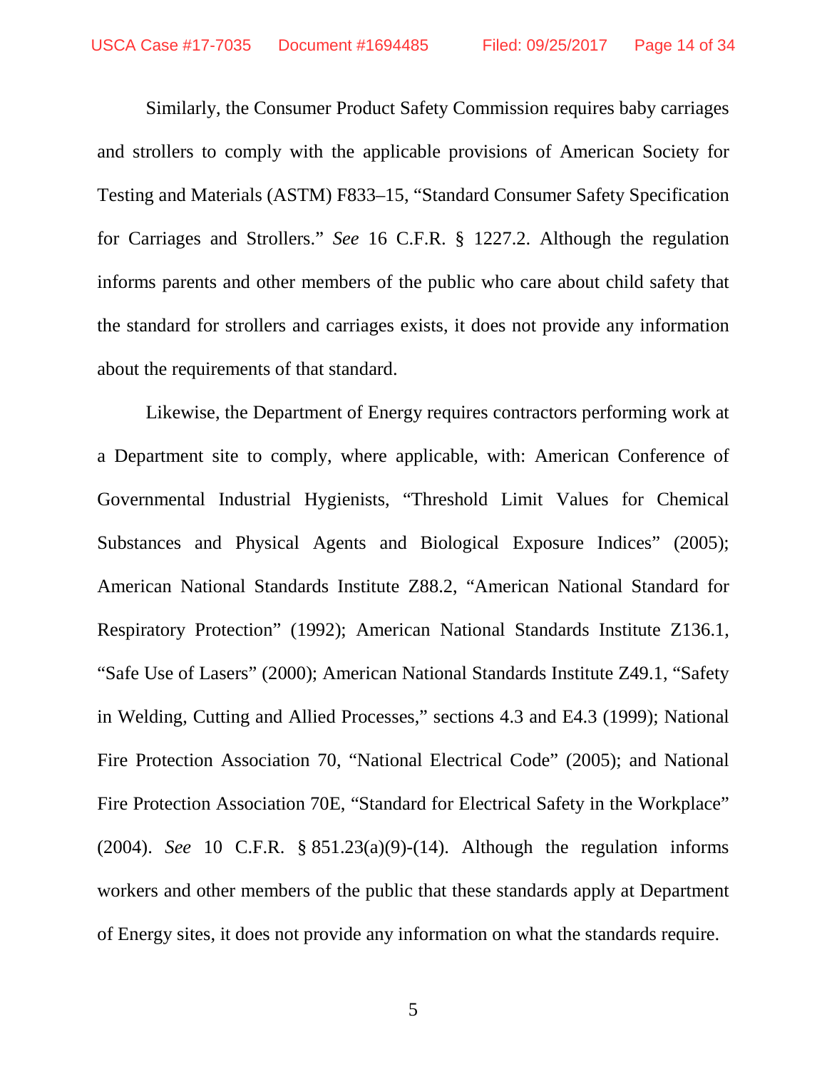Similarly, the Consumer Product Safety Commission requires baby carriages and strollers to comply with the applicable provisions of American Society for Testing and Materials (ASTM) F833–15, "Standard Consumer Safety Specification for Carriages and Strollers." *See* 16 C.F.R. § 1227.2. Although the regulation informs parents and other members of the public who care about child safety that the standard for strollers and carriages exists, it does not provide any information about the requirements of that standard.

Likewise, the Department of Energy requires contractors performing work at a Department site to comply, where applicable, with: American Conference of Governmental Industrial Hygienists, "Threshold Limit Values for Chemical Substances and Physical Agents and Biological Exposure Indices" (2005); American National Standards Institute Z88.2, "American National Standard for Respiratory Protection" (1992); American National Standards Institute Z136.1, "Safe Use of Lasers" (2000); American National Standards Institute Z49.1, "Safety in Welding, Cutting and Allied Processes," sections 4.3 and E4.3 (1999); National Fire Protection Association 70, "National Electrical Code" (2005); and National Fire Protection Association 70E, "Standard for Electrical Safety in the Workplace" (2004). *See* 10 C.F.R. § 851.23(a)(9)-(14). Although the regulation informs workers and other members of the public that these standards apply at Department of Energy sites, it does not provide any information on what the standards require.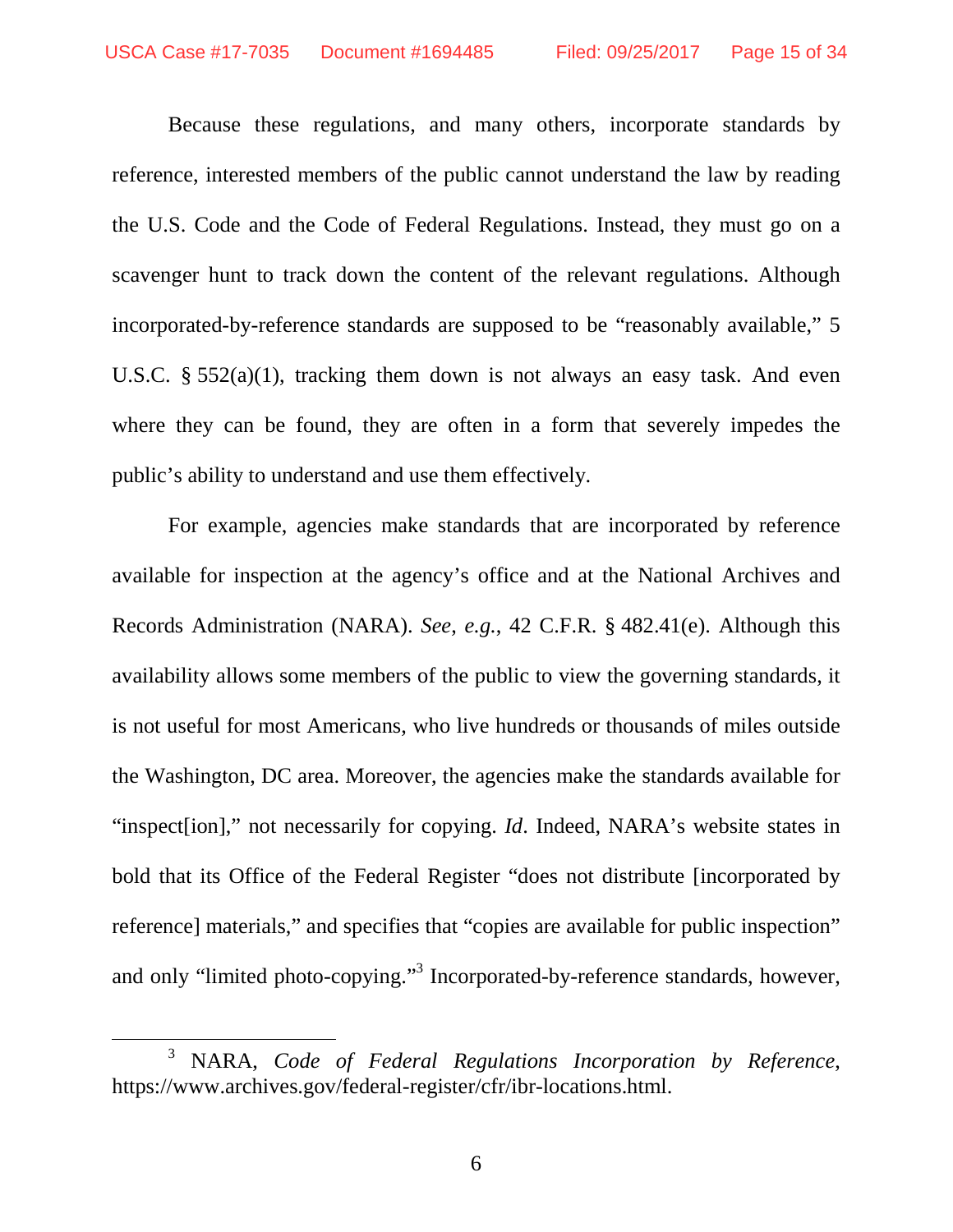Because these regulations, and many others, incorporate standards by reference, interested members of the public cannot understand the law by reading the U.S. Code and the Code of Federal Regulations. Instead, they must go on a scavenger hunt to track down the content of the relevant regulations. Although incorporated-by-reference standards are supposed to be "reasonably available," 5 U.S.C. § 552(a)(1), tracking them down is not always an easy task. And even where they can be found, they are often in a form that severely impedes the public's ability to understand and use them effectively.

For example, agencies make standards that are incorporated by reference available for inspection at the agency's office and at the National Archives and Records Administration (NARA). *See*, *e.g.*, 42 C.F.R. § 482.41(e). Although this availability allows some members of the public to view the governing standards, it is not useful for most Americans, who live hundreds or thousands of miles outside the Washington, DC area. Moreover, the agencies make the standards available for "inspect[ion]," not necessarily for copying. *Id*. Indeed, NARA's website states in bold that its Office of the Federal Register "does not distribute [incorporated by reference] materials," and specifies that "copies are available for public inspection" and only "limited photo-copying."[3] Incorporated-by-reference standards, however,

[3] NARA, *Code of Federal Regulations Incorporation by Reference*, https://www.archives.gov/federal-register/cfr/ibr-locations.html.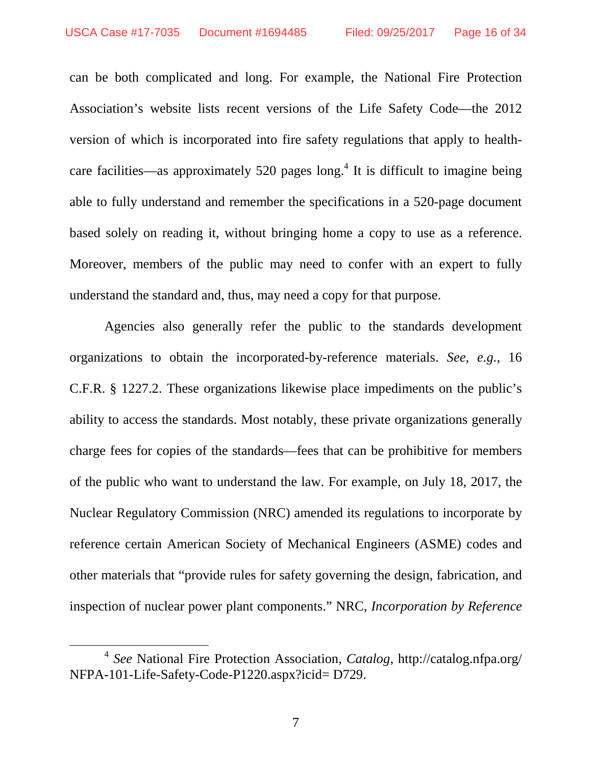can be both complicated and long. For example, the National Fire Protection Association's website lists recent versions of the Life Safety Code—the 2012 version of which is incorporated into fire safety regulations that apply to health-care facilities—as approximately 520 pages long.[4] It is difficult to imagine being able to fully understand and remember the specifications in a 520-page document based solely on reading it, without bringing home a copy to use as a reference. Moreover, members of the public may need to confer with an expert to fully understand the standard and, thus, may need a copy for that purpose.

Agencies also generally refer the public to the standards development organizations to obtain the incorporated-by-reference materials. *See*, *e.g.*, 16 C.F.R. § 1227.2. These organizations likewise place impediments on the public's ability to access the standards. Most notably, these private organizations generally charge fees for copies of the standards—fees that can be prohibitive for members of the public who want to understand the law. For example, on July 18, 2017, the Nuclear Regulatory Commission (NRC) amended its regulations to incorporate by reference certain American Society of Mechanical Engineers (ASME) codes and other materials that "provide rules for safety governing the design, fabrication, and inspection of nuclear power plant components." NRC, *Incorporation by Reference*

---

[4] *See* National Fire Protection Association, *Catalog*, http://catalog.nfpa.org/NFPA-101-Life-Safety-Code-P1220.aspx?icid= D729.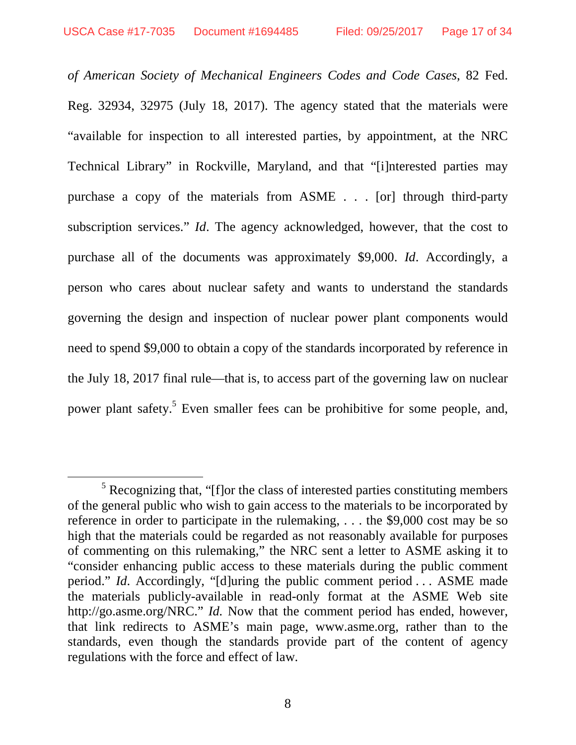*of American Society of Mechanical Engineers Codes and Code Cases*, 82 Fed. Reg. 32934, 32975 (July 18, 2017). The agency stated that the materials were "available for inspection to all interested parties, by appointment, at the NRC Technical Library" in Rockville, Maryland, and that "[i]nterested parties may purchase a copy of the materials from ASME . . . [or] through third-party subscription services." *Id*. The agency acknowledged, however, that the cost to purchase all of the documents was approximately $9,000. *Id*. Accordingly, a person who cares about nuclear safety and wants to understand the standards governing the design and inspection of nuclear power plant components would need to spend $9,000 to obtain a copy of the standards incorporated by reference in the July 18, 2017 final rule—that is, to access part of the governing law on nuclear power plant safety.[5] Even smaller fees can be prohibitive for some people, and,

---

[5] Recognizing that, "[f]or the class of interested parties constituting members of the general public who wish to gain access to the materials to be incorporated by reference in order to participate in the rulemaking, . . . the $9,000 cost may be so high that the materials could be regarded as not reasonably available for purposes of commenting on this rulemaking," the NRC sent a letter to ASME asking it to "consider enhancing public access to these materials during the public comment period." *Id*. Accordingly, "[d]uring the public comment period . . . ASME made the materials publicly-available in read-only format at the ASME Web site http://go.asme.org/NRC." *Id.* Now that the comment period has ended, however, that link redirects to ASME's main page, www.asme.org, rather than to the standards, even though the standards provide part of the content of agency regulations with the force and effect of law.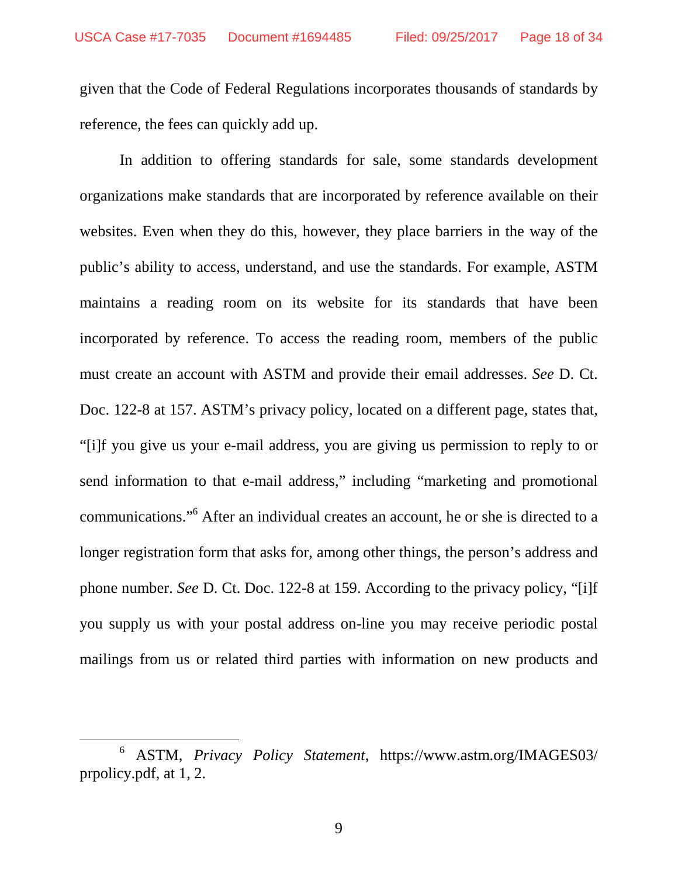given that the Code of Federal Regulations incorporates thousands of standards by reference, the fees can quickly add up.

In addition to offering standards for sale, some standards development organizations make standards that are incorporated by reference available on their websites. Even when they do this, however, they place barriers in the way of the public's ability to access, understand, and use the standards. For example, ASTM maintains a reading room on its website for its standards that have been incorporated by reference. To access the reading room, members of the public must create an account with ASTM and provide their email addresses. *See* D. Ct. Doc. 122-8 at 157. ASTM's privacy policy, located on a different page, states that, "[i]f you give us your e-mail address, you are giving us permission to reply to or send information to that e-mail address," including "marketing and promotional communications."[6] After an individual creates an account, he or she is directed to a longer registration form that asks for, among other things, the person's address and phone number. *See* D. Ct. Doc. 122-8 at 159. According to the privacy policy, "[i]f you supply us with your postal address on-line you may receive periodic postal mailings from us or related third parties with information on new products and

---

[6] ASTM, *Privacy Policy Statement*, https://www.astm.org/IMAGES03/prpolicy.pdf, at 1, 2.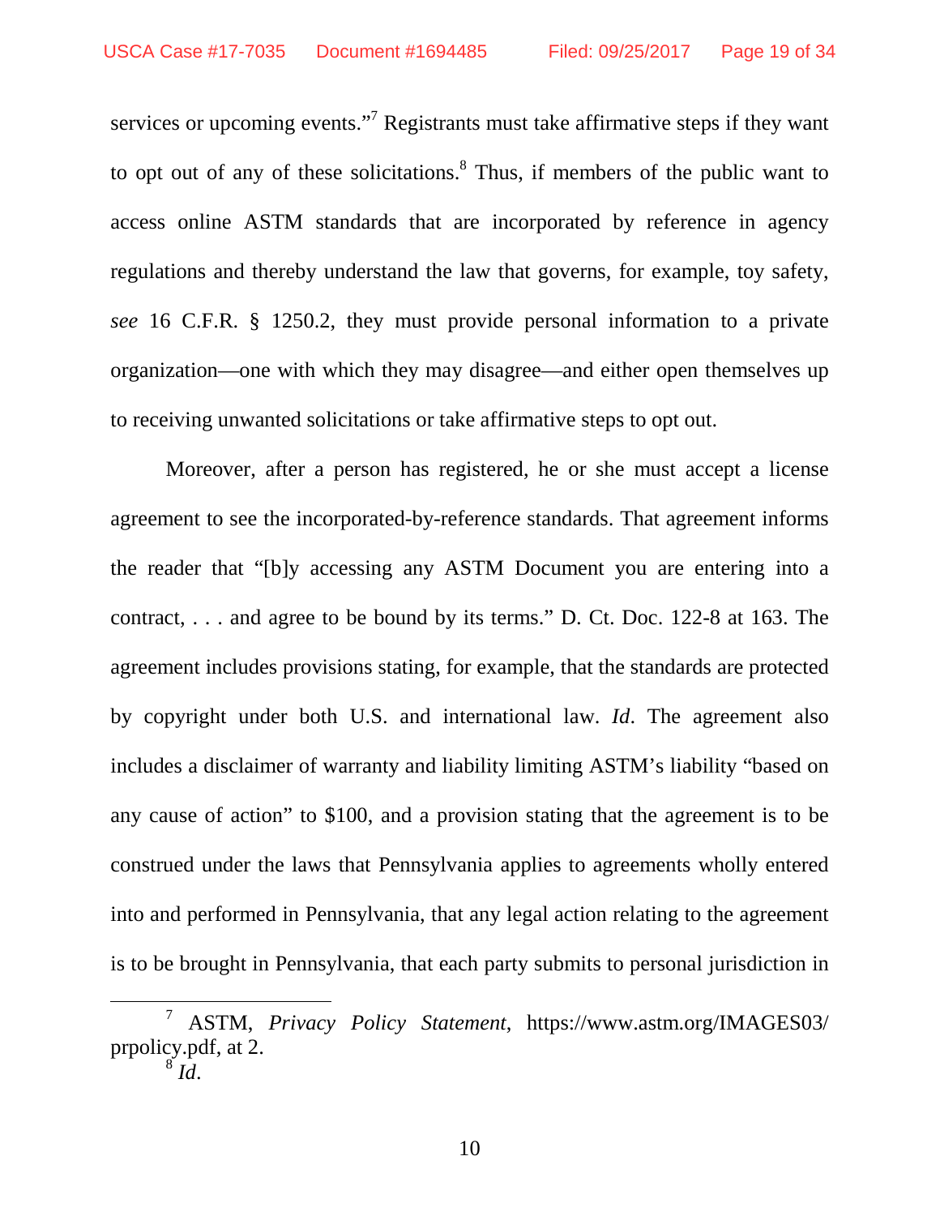services or upcoming events."[7] Registrants must take affirmative steps if they want to opt out of any of these solicitations.[8] Thus, if members of the public want to access online ASTM standards that are incorporated by reference in agency regulations and thereby understand the law that governs, for example, toy safety, *see* 16 C.F.R. § 1250.2, they must provide personal information to a private organization—one with which they may disagree—and either open themselves up to receiving unwanted solicitations or take affirmative steps to opt out.

Moreover, after a person has registered, he or she must accept a license agreement to see the incorporated-by-reference standards. That agreement informs the reader that "[b]y accessing any ASTM Document you are entering into a contract, . . . and agree to be bound by its terms." D. Ct. Doc. 122-8 at 163. The agreement includes provisions stating, for example, that the standards are protected by copyright under both U.S. and international law. *Id*. The agreement also includes a disclaimer of warranty and liability limiting ASTM's liability "based on any cause of action" to $100, and a provision stating that the agreement is to be construed under the laws that Pennsylvania applies to agreements wholly entered into and performed in Pennsylvania, that any legal action relating to the agreement is to be brought in Pennsylvania, that each party submits to personal jurisdiction in

---

[7] ASTM, *Privacy Policy Statement*, https://www.astm.org/IMAGES03/prpolicy.pdf, at 2.

[8] *Id*.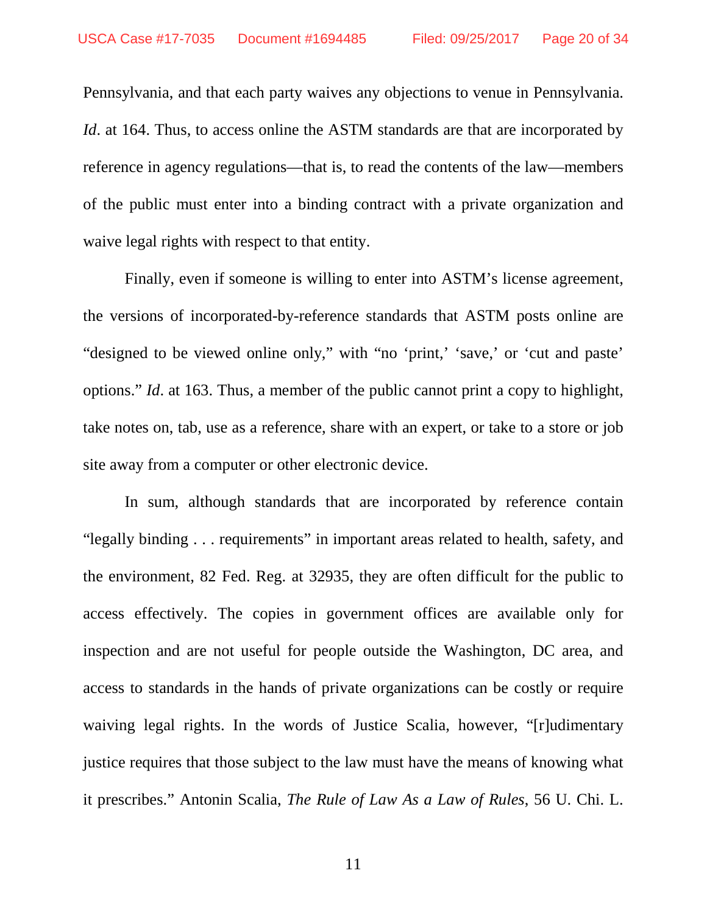Pennsylvania, and that each party waives any objections to venue in Pennsylvania. *Id*. at 164. Thus, to access online the ASTM standards are that are incorporated by reference in agency regulations—that is, to read the contents of the law—members of the public must enter into a binding contract with a private organization and waive legal rights with respect to that entity.

Finally, even if someone is willing to enter into ASTM's license agreement, the versions of incorporated-by-reference standards that ASTM posts online are "designed to be viewed online only," with "no 'print,' 'save,' or 'cut and paste' options." *Id*. at 163. Thus, a member of the public cannot print a copy to highlight, take notes on, tab, use as a reference, share with an expert, or take to a store or job site away from a computer or other electronic device.

In sum, although standards that are incorporated by reference contain "legally binding . . . requirements" in important areas related to health, safety, and the environment, 82 Fed. Reg. at 32935, they are often difficult for the public to access effectively. The copies in government offices are available only for inspection and are not useful for people outside the Washington, DC area, and access to standards in the hands of private organizations can be costly or require waiving legal rights. In the words of Justice Scalia, however, "[r]udimentary justice requires that those subject to the law must have the means of knowing what it prescribes." Antonin Scalia, *The Rule of Law As a Law of Rules*, 56 U. Chi. L.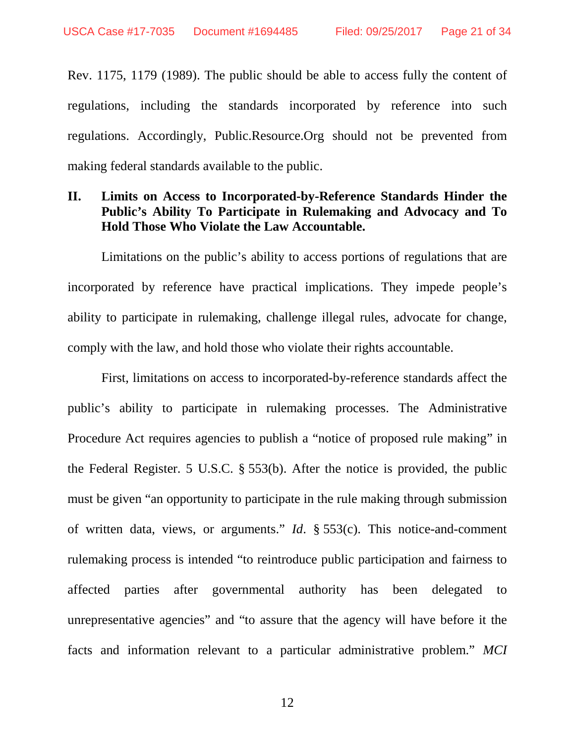Rev. 1175, 1179 (1989). The public should be able to access fully the content of regulations, including the standards incorporated by reference into such regulations. Accordingly, Public.Resource.Org should not be prevented from making federal standards available to the public.

## II. Limits on Access to Incorporated-by-Reference Standards Hinder the Public's Ability To Participate in Rulemaking and Advocacy and To Hold Those Who Violate the Law Accountable.

Limitations on the public's ability to access portions of regulations that are incorporated by reference have practical implications. They impede people's ability to participate in rulemaking, challenge illegal rules, advocate for change, comply with the law, and hold those who violate their rights accountable.

First, limitations on access to incorporated-by-reference standards affect the public's ability to participate in rulemaking processes. The Administrative Procedure Act requires agencies to publish a "notice of proposed rule making" in the Federal Register. 5 U.S.C. § 553(b). After the notice is provided, the public must be given "an opportunity to participate in the rule making through submission of written data, views, or arguments." *Id*. § 553(c). This notice-and-comment rulemaking process is intended "to reintroduce public participation and fairness to affected parties after governmental authority has been delegated to unrepresentative agencies" and "to assure that the agency will have before it the facts and information relevant to a particular administrative problem." *MCI*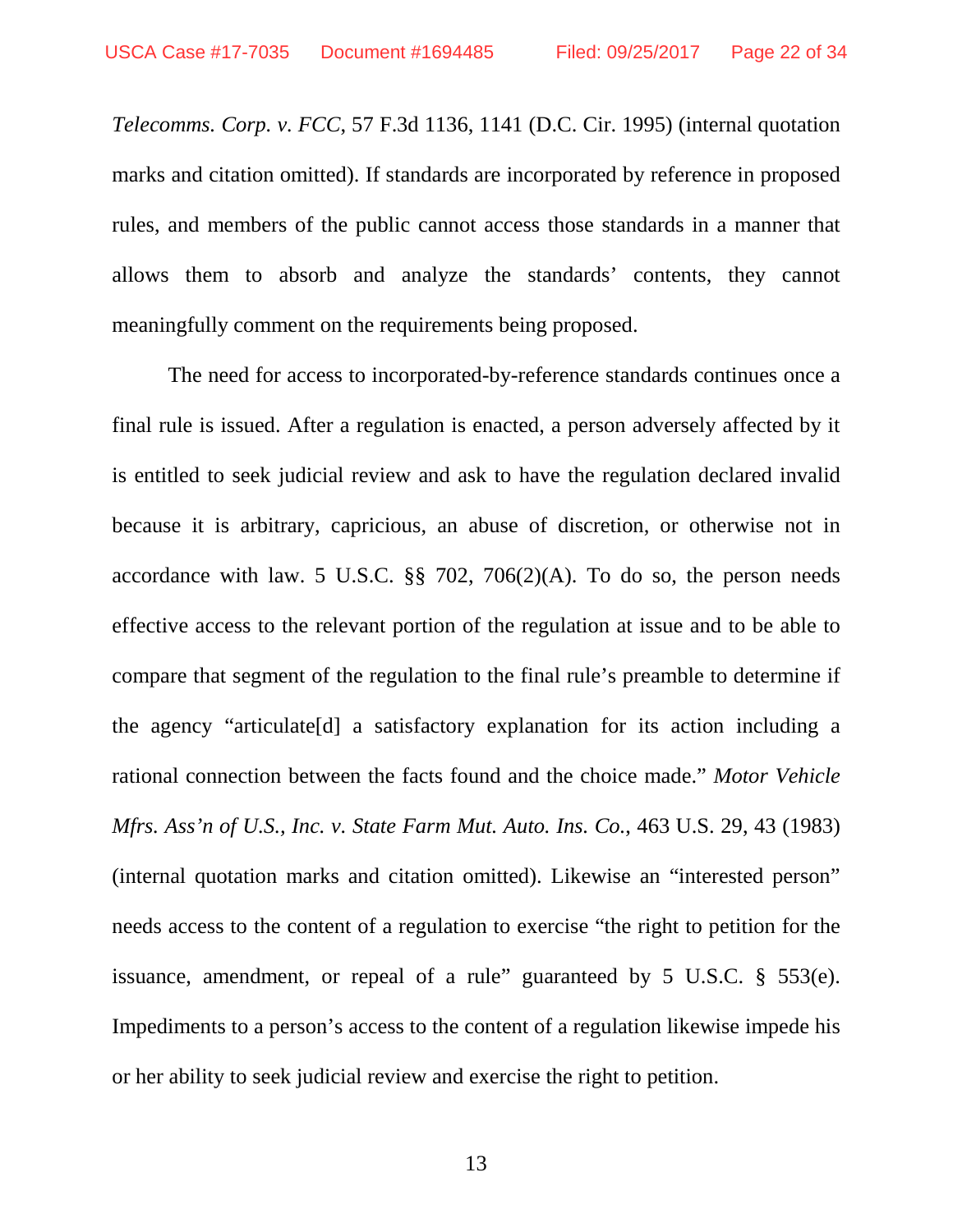*Telecomms. Corp. v. FCC*, 57 F.3d 1136, 1141 (D.C. Cir. 1995) (internal quotation marks and citation omitted). If standards are incorporated by reference in proposed rules, and members of the public cannot access those standards in a manner that allows them to absorb and analyze the standards' contents, they cannot meaningfully comment on the requirements being proposed.

The need for access to incorporated-by-reference standards continues once a final rule is issued. After a regulation is enacted, a person adversely affected by it is entitled to seek judicial review and ask to have the regulation declared invalid because it is arbitrary, capricious, an abuse of discretion, or otherwise not in accordance with law. 5 U.S.C. §§ 702, 706(2)(A). To do so, the person needs effective access to the relevant portion of the regulation at issue and to be able to compare that segment of the regulation to the final rule's preamble to determine if the agency "articulate[d] a satisfactory explanation for its action including a rational connection between the facts found and the choice made." *Motor Vehicle Mfrs. Ass'n of U.S., Inc. v. State Farm Mut. Auto. Ins. Co.*, 463 U.S. 29, 43 (1983) (internal quotation marks and citation omitted). Likewise an "interested person" needs access to the content of a regulation to exercise "the right to petition for the issuance, amendment, or repeal of a rule" guaranteed by 5 U.S.C. § 553(e). Impediments to a person's access to the content of a regulation likewise impede his or her ability to seek judicial review and exercise the right to petition.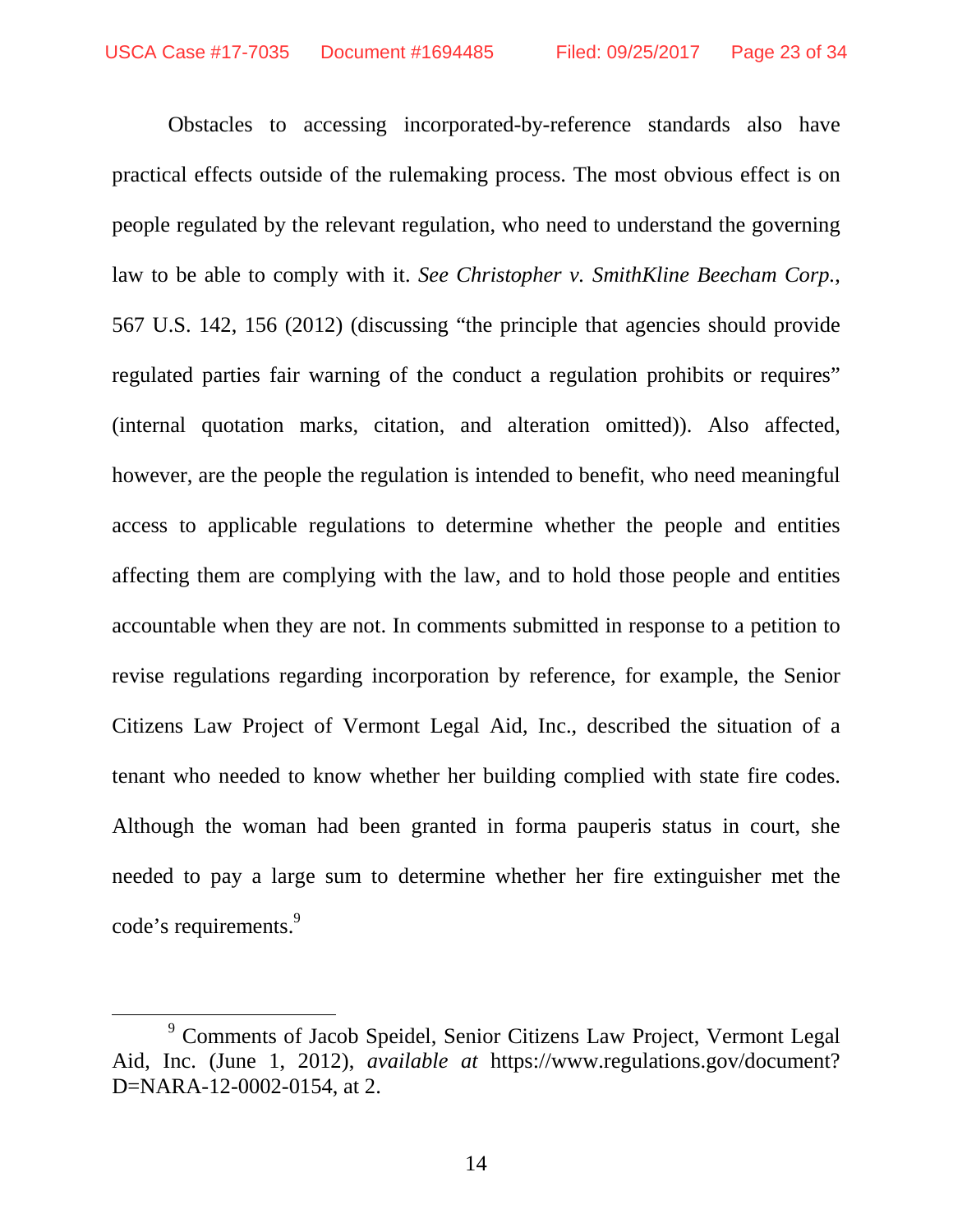Obstacles to accessing incorporated-by-reference standards also have practical effects outside of the rulemaking process. The most obvious effect is on people regulated by the relevant regulation, who need to understand the governing law to be able to comply with it. *See Christopher v. SmithKline Beecham Corp.*, 567 U.S. 142, 156 (2012) (discussing "the principle that agencies should provide regulated parties fair warning of the conduct a regulation prohibits or requires" (internal quotation marks, citation, and alteration omitted)). Also affected, however, are the people the regulation is intended to benefit, who need meaningful access to applicable regulations to determine whether the people and entities affecting them are complying with the law, and to hold those people and entities accountable when they are not. In comments submitted in response to a petition to revise regulations regarding incorporation by reference, for example, the Senior Citizens Law Project of Vermont Legal Aid, Inc., described the situation of a tenant who needed to know whether her building complied with state fire codes. Although the woman had been granted in forma pauperis status in court, she needed to pay a large sum to determine whether her fire extinguisher met the code's requirements.[9]

---

[9] Comments of Jacob Speidel, Senior Citizens Law Project, Vermont Legal Aid, Inc. (June 1, 2012), *available at* https://www.regulations.gov/document?D=NARA-12-0002-0154, at 2.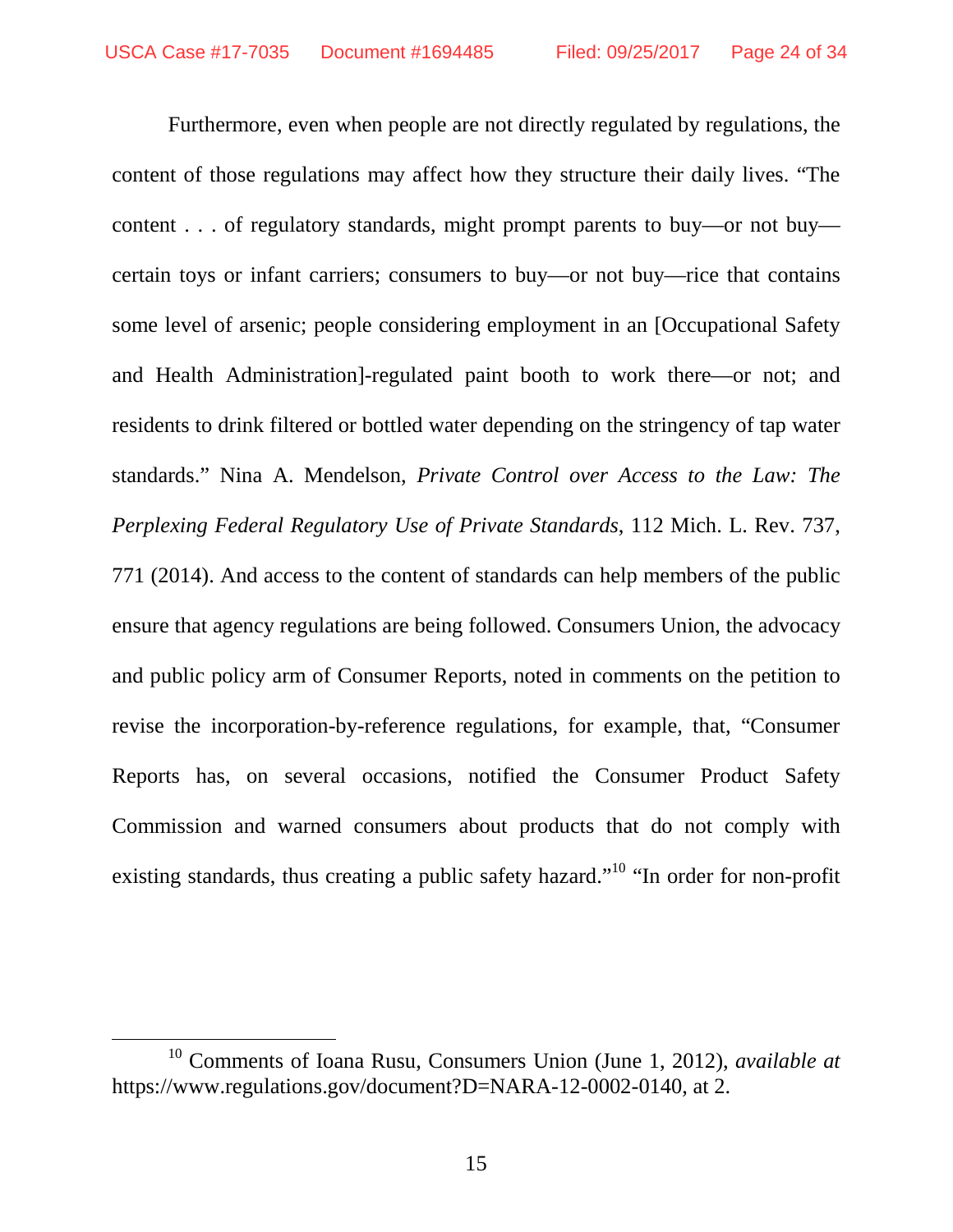Furthermore, even when people are not directly regulated by regulations, the content of those regulations may affect how they structure their daily lives. "The content . . . of regulatory standards, might prompt parents to buy—or not buy—certain toys or infant carriers; consumers to buy—or not buy—rice that contains some level of arsenic; people considering employment in an [Occupational Safety and Health Administration]-regulated paint booth to work there—or not; and residents to drink filtered or bottled water depending on the stringency of tap water standards." Nina A. Mendelson, *Private Control over Access to the Law: The Perplexing Federal Regulatory Use of Private Standards*, 112 Mich. L. Rev. 737, 771 (2014). And access to the content of standards can help members of the public ensure that agency regulations are being followed. Consumers Union, the advocacy and public policy arm of Consumer Reports, noted in comments on the petition to revise the incorporation-by-reference regulations, for example, that, "Consumer Reports has, on several occasions, notified the Consumer Product Safety Commission and warned consumers about products that do not comply with existing standards, thus creating a public safety hazard."[10] "In order for non-profit

[10] Comments of Ioana Rusu, Consumers Union (June 1, 2012), *available at* https://www.regulations.gov/document?D=NARA-12-0002-0140, at 2.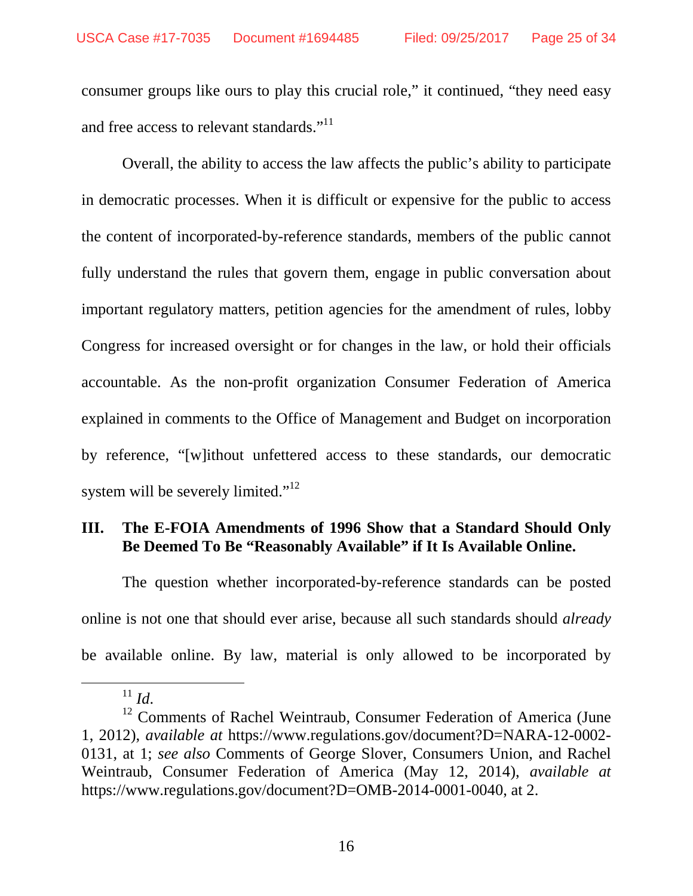consumer groups like ours to play this crucial role," it continued, "they need easy and free access to relevant standards."[11]

Overall, the ability to access the law affects the public's ability to participate in democratic processes. When it is difficult or expensive for the public to access the content of incorporated-by-reference standards, members of the public cannot fully understand the rules that govern them, engage in public conversation about important regulatory matters, petition agencies for the amendment of rules, lobby Congress for increased oversight or for changes in the law, or hold their officials accountable. As the non-profit organization Consumer Federation of America explained in comments to the Office of Management and Budget on incorporation by reference, "[w]ithout unfettered access to these standards, our democratic system will be severely limited."[12]

## III. The E-FOIA Amendments of 1996 Show that a Standard Should Only Be Deemed To Be "Reasonably Available" if It Is Available Online.

The question whether incorporated-by-reference standards can be posted online is not one that should ever arise, because all such standards should *already* be available online. By law, material is only allowed to be incorporated by

---

[11] *Id*.

[12] Comments of Rachel Weintraub, Consumer Federation of America (June 1, 2012), *available at* https://www.regulations.gov/document?D=NARA-12-0002-0131, at 1; *see also* Comments of George Slover, Consumers Union, and Rachel Weintraub, Consumer Federation of America (May 12, 2014), *available at* https://www.regulations.gov/document?D=OMB-2014-0001-0040, at 2.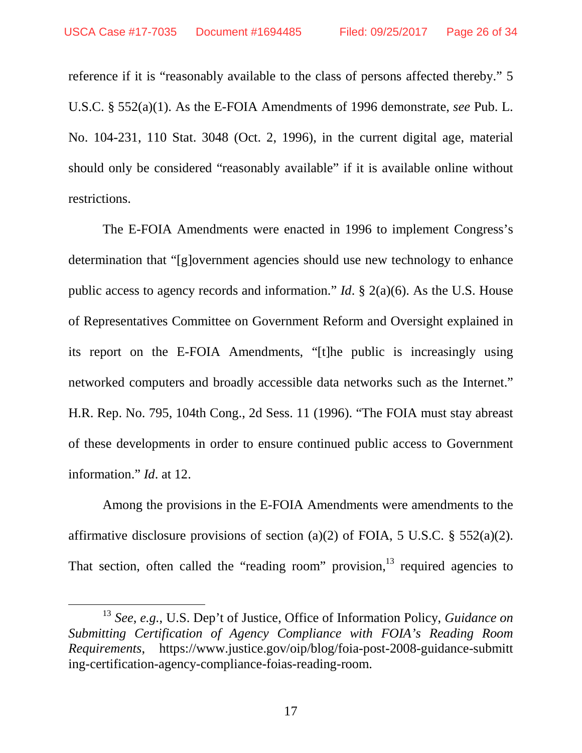reference if it is "reasonably available to the class of persons affected thereby." 5 U.S.C. § 552(a)(1). As the E-FOIA Amendments of 1996 demonstrate, *see* Pub. L. No. 104-231, 110 Stat. 3048 (Oct. 2, 1996), in the current digital age, material should only be considered "reasonably available" if it is available online without restrictions.

The E-FOIA Amendments were enacted in 1996 to implement Congress's determination that "[g]overnment agencies should use new technology to enhance public access to agency records and information." *Id*. § 2(a)(6). As the U.S. House of Representatives Committee on Government Reform and Oversight explained in its report on the E-FOIA Amendments, "[t]he public is increasingly using networked computers and broadly accessible data networks such as the Internet." H.R. Rep. No. 795, 104th Cong., 2d Sess. 11 (1996). "The FOIA must stay abreast of these developments in order to ensure continued public access to Government information." *Id*. at 12.

Among the provisions in the E-FOIA Amendments were amendments to the affirmative disclosure provisions of section (a)(2) of FOIA, 5 U.S.C. § 552(a)(2). That section, often called the "reading room" provision,[13] required agencies to

---

[13] *See*, *e.g.*, U.S. Dep't of Justice, Office of Information Policy, *Guidance on Submitting Certification of Agency Compliance with FOIA's Reading Room Requirements*, https://www.justice.gov/oip/blog/foia-post-2008-guidance-submitting-certification-agency-compliance-foias-reading-room.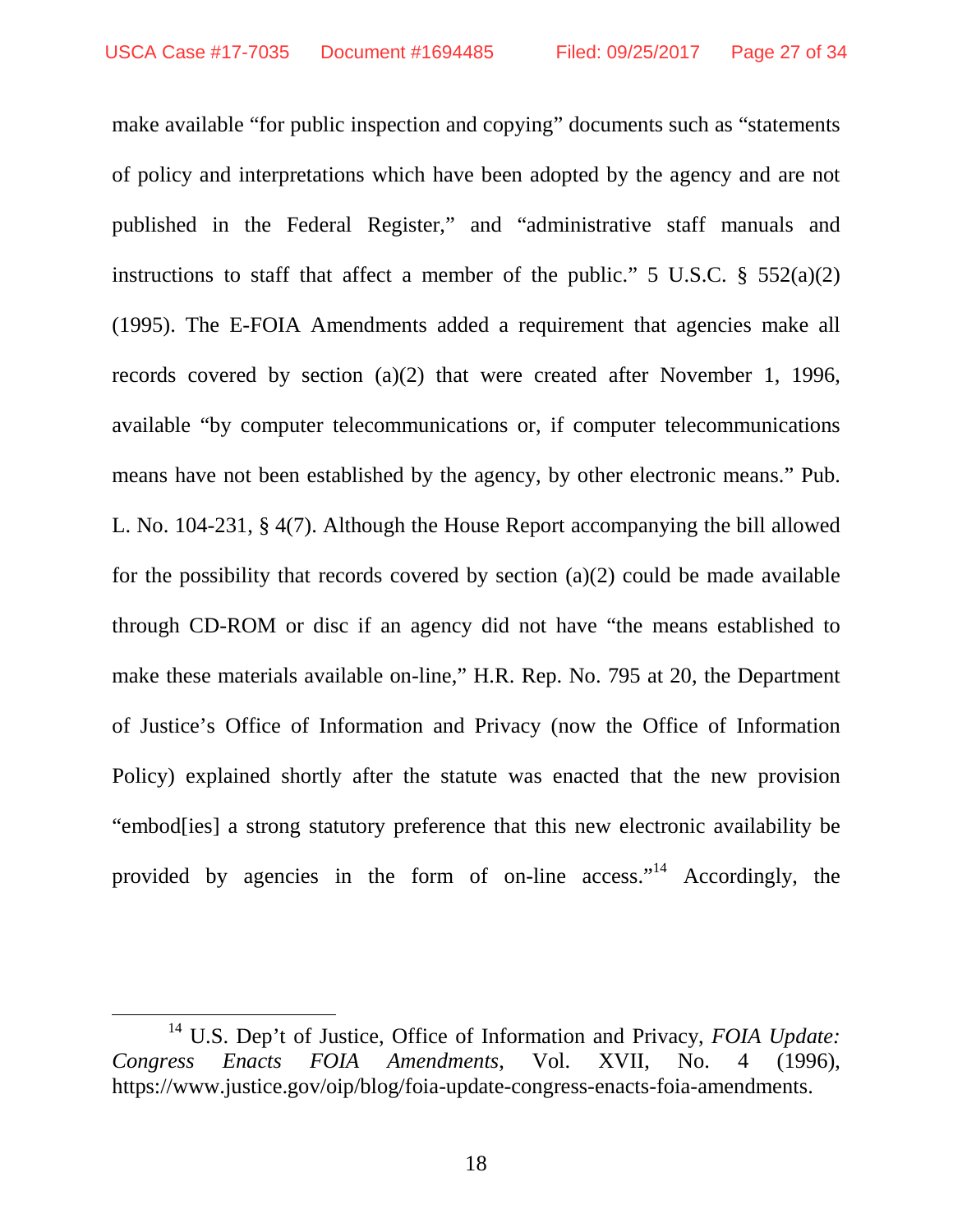make available "for public inspection and copying" documents such as "statements of policy and interpretations which have been adopted by the agency and are not published in the Federal Register," and "administrative staff manuals and instructions to staff that affect a member of the public." 5 U.S.C. § 552(a)(2) (1995). The E-FOIA Amendments added a requirement that agencies make all records covered by section (a)(2) that were created after November 1, 1996, available "by computer telecommunications or, if computer telecommunications means have not been established by the agency, by other electronic means." Pub. L. No. 104-231, § 4(7). Although the House Report accompanying the bill allowed for the possibility that records covered by section (a)(2) could be made available through CD-ROM or disc if an agency did not have "the means established to make these materials available on-line," H.R. Rep. No. 795 at 20, the Department of Justice's Office of Information and Privacy (now the Office of Information Policy) explained shortly after the statute was enacted that the new provision "embod[ies] a strong statutory preference that this new electronic availability be provided by agencies in the form of on-line access."[14] Accordingly, the

---

[14] U.S. Dep't of Justice, Office of Information and Privacy, *FOIA Update: Congress Enacts FOIA Amendments*, Vol. XVII, No. 4 (1996), https://www.justice.gov/oip/blog/foia-update-congress-enacts-foia-amendments.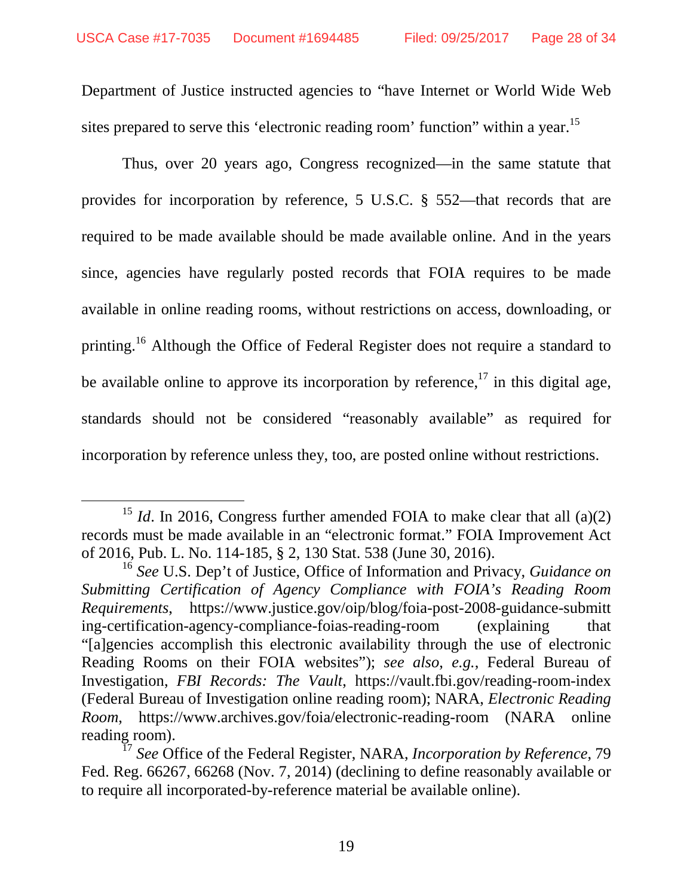Department of Justice instructed agencies to "have Internet or World Wide Web sites prepared to serve this 'electronic reading room' function" within a year.[15]

Thus, over 20 years ago, Congress recognized—in the same statute that provides for incorporation by reference, 5 U.S.C. § 552—that records that are required to be made available should be made available online. And in the years since, agencies have regularly posted records that FOIA requires to be made available in online reading rooms, without restrictions on access, downloading, or printing.[16] Although the Office of Federal Register does not require a standard to be available online to approve its incorporation by reference,[17] in this digital age, standards should not be considered "reasonably available" as required for incorporation by reference unless they, too, are posted online without restrictions.

---

[15] *Id*. In 2016, Congress further amended FOIA to make clear that all (a)(2) records must be made available in an "electronic format." FOIA Improvement Act of 2016, Pub. L. No. 114-185, § 2, 130 Stat. 538 (June 30, 2016).

[16] *See* U.S. Dep't of Justice, Office of Information and Privacy, *Guidance on Submitting Certification of Agency Compliance with FOIA's Reading Room Requirements*, https://www.justice.gov/oip/blog/foia-post-2008-guidance-submitting-certification-agency-compliance-foias-reading-room (explaining that "[a]gencies accomplish this electronic availability through the use of electronic Reading Rooms on their FOIA websites"); *see also, e.g.*, Federal Bureau of Investigation, *FBI Records: The Vault*, https://vault.fbi.gov/reading-room-index (Federal Bureau of Investigation online reading room); NARA, *Electronic Reading Room*, https://www.archives.gov/foia/electronic-reading-room (NARA online reading room).

[17] *See* Office of the Federal Register, NARA, *Incorporation by Reference*, 79 Fed. Reg. 66267, 66268 (Nov. 7, 2014) (declining to define reasonably available or to require all incorporated-by-reference material be available online).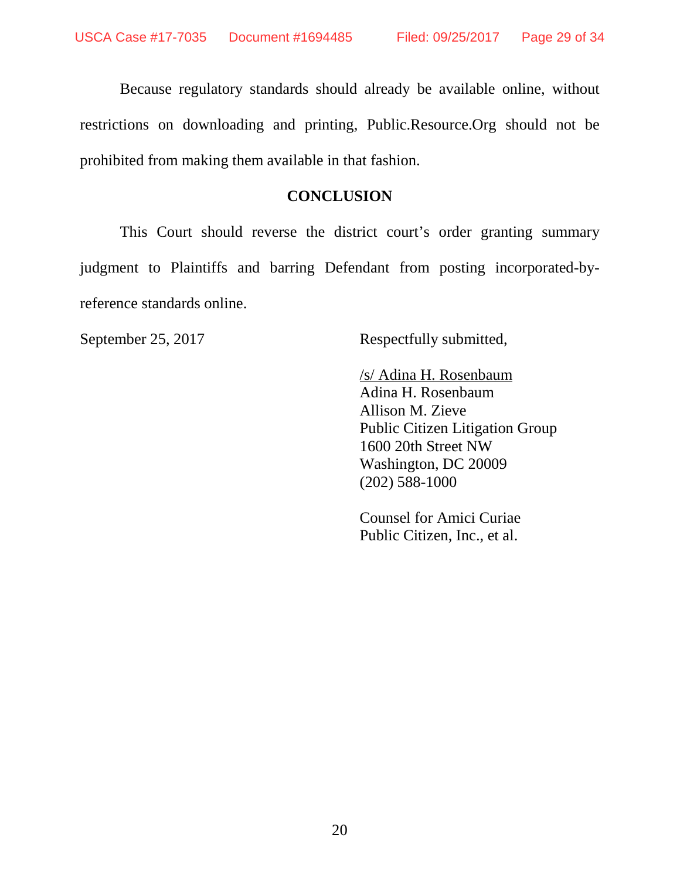Because regulatory standards should already be available online, without restrictions on downloading and printing, Public.Resource.Org should not be prohibited from making them available in that fashion.

## CONCLUSION

This Court should reverse the district court's order granting summary judgment to Plaintiffs and barring Defendant from posting incorporated-by-reference standards online.

September 25, 2017

Respectfully submitted,

/s/ Adina H. Rosenbaum
Adina H. Rosenbaum
Allison M. Zieve
Public Citizen Litigation Group
1600 20th Street NW
Washington, DC 20009
(202) 588-1000

Counsel for Amici Curiae
Public Citizen, Inc., et al.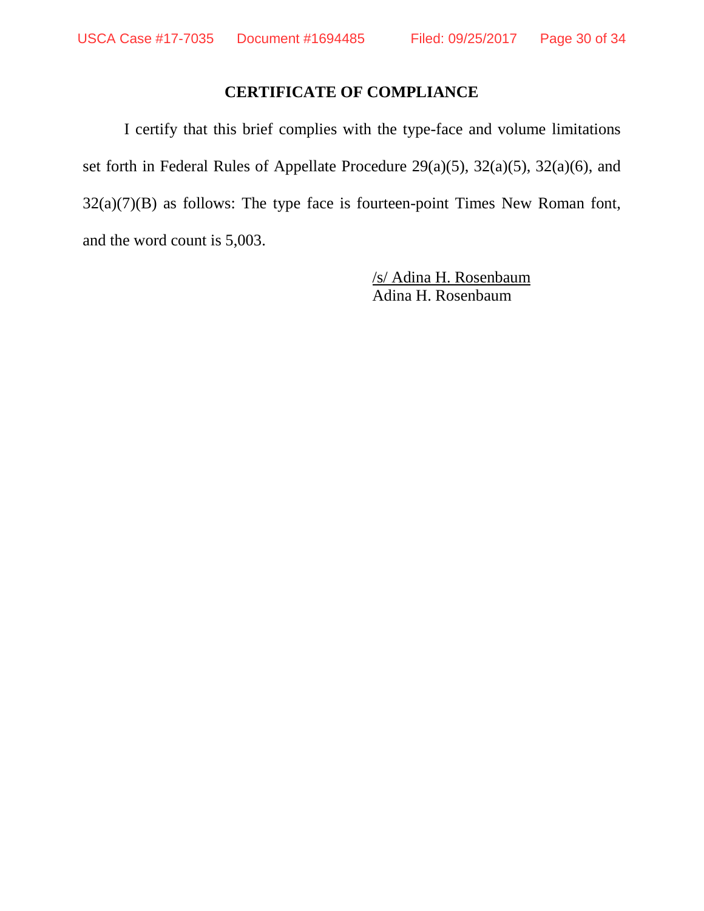## CERTIFICATE OF COMPLIANCE

I certify that this brief complies with the type-face and volume limitations set forth in Federal Rules of Appellate Procedure 29(a)(5), 32(a)(5), 32(a)(6), and 32(a)(7)(B) as follows: The type face is fourteen-point Times New Roman font, and the word count is 5,003.

/s/ Adina H. Rosenbaum
Adina H. Rosenbaum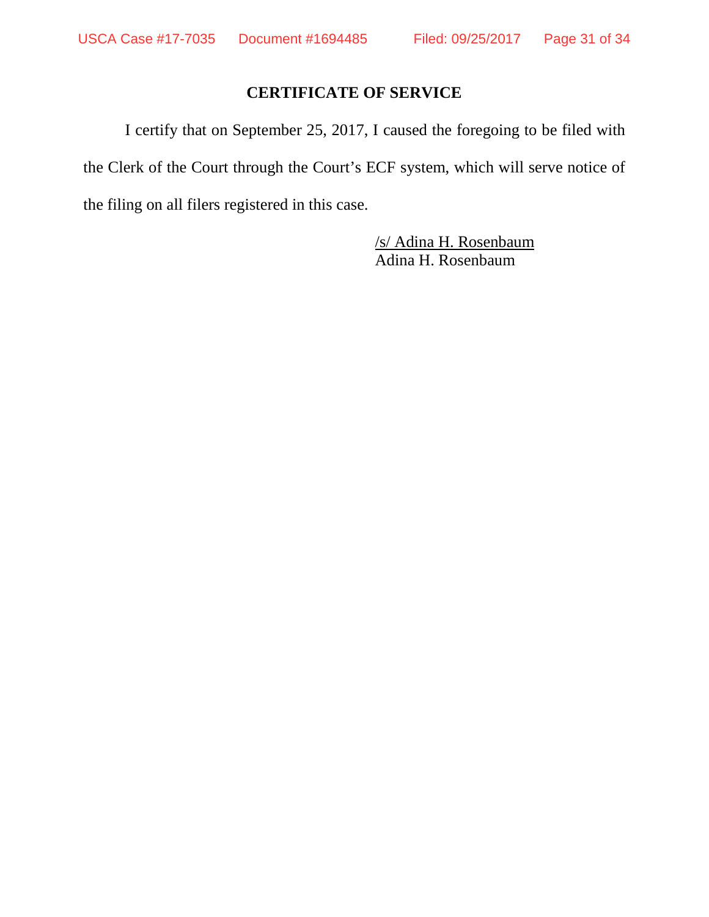## CERTIFICATE OF SERVICE

I certify that on September 25, 2017, I caused the foregoing to be filed with the Clerk of the Court through the Court's ECF system, which will serve notice of the filing on all filers registered in this case.

/s/ Adina H. Rosenbaum
Adina H. Rosenbaum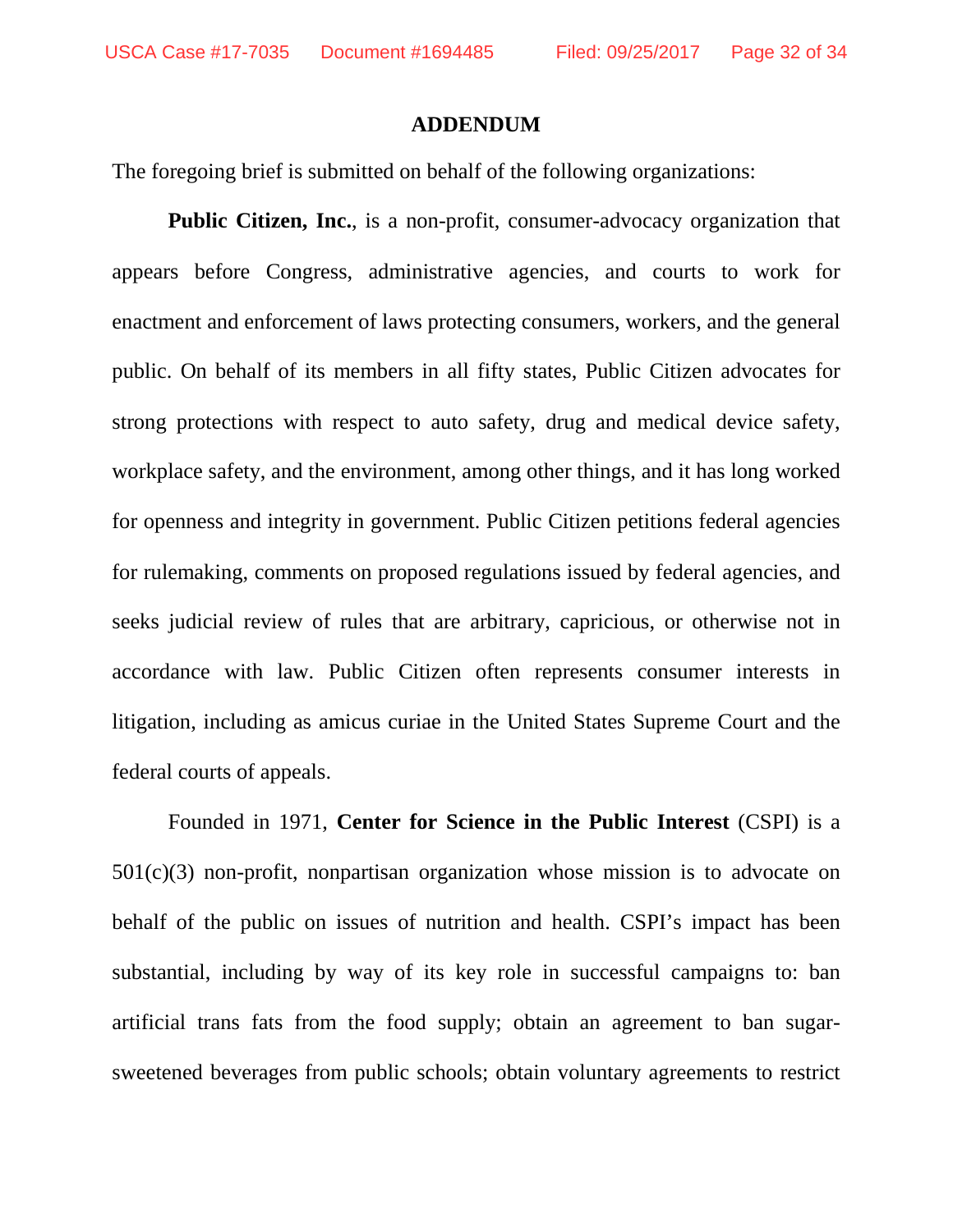## ADDENDUM

The foregoing brief is submitted on behalf of the following organizations:

**Public Citizen, Inc.**, is a non-profit, consumer-advocacy organization that appears before Congress, administrative agencies, and courts to work for enactment and enforcement of laws protecting consumers, workers, and the general public. On behalf of its members in all fifty states, Public Citizen advocates for strong protections with respect to auto safety, drug and medical device safety, workplace safety, and the environment, among other things, and it has long worked for openness and integrity in government. Public Citizen petitions federal agencies for rulemaking, comments on proposed regulations issued by federal agencies, and seeks judicial review of rules that are arbitrary, capricious, or otherwise not in accordance with law. Public Citizen often represents consumer interests in litigation, including as amicus curiae in the United States Supreme Court and the federal courts of appeals.

Founded in 1971, **Center for Science in the Public Interest** (CSPI) is a 501(c)(3) non-profit, nonpartisan organization whose mission is to advocate on behalf of the public on issues of nutrition and health. CSPI's impact has been substantial, including by way of its key role in successful campaigns to: ban artificial trans fats from the food supply; obtain an agreement to ban sugar-sweetened beverages from public schools; obtain voluntary agreements to restrict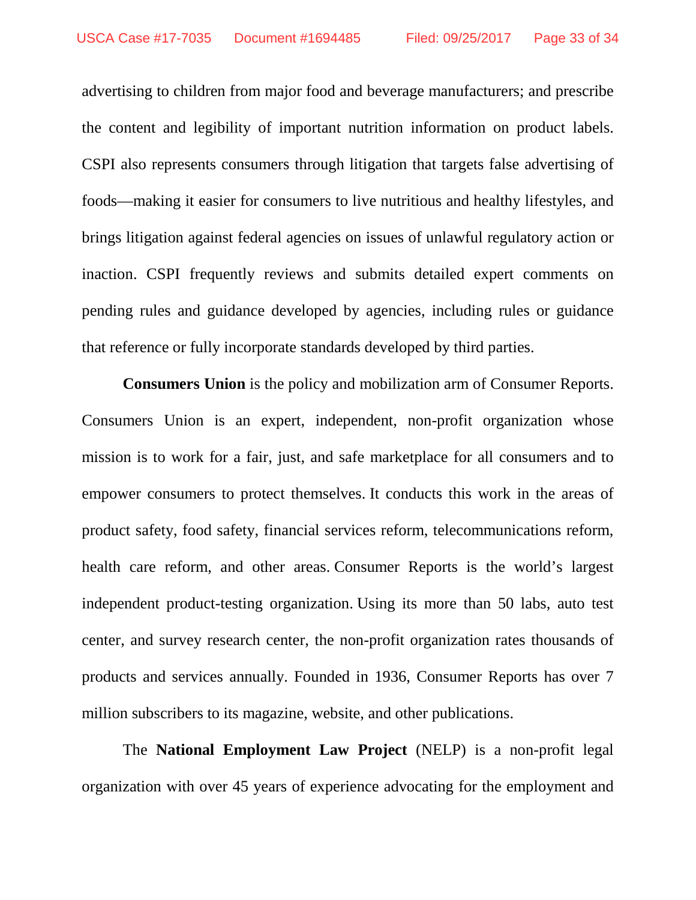advertising to children from major food and beverage manufacturers; and prescribe the content and legibility of important nutrition information on product labels. CSPI also represents consumers through litigation that targets false advertising of foods—making it easier for consumers to live nutritious and healthy lifestyles, and brings litigation against federal agencies on issues of unlawful regulatory action or inaction. CSPI frequently reviews and submits detailed expert comments on pending rules and guidance developed by agencies, including rules or guidance that reference or fully incorporate standards developed by third parties.

**Consumers Union** is the policy and mobilization arm of Consumer Reports. Consumers Union is an expert, independent, non-profit organization whose mission is to work for a fair, just, and safe marketplace for all consumers and to empower consumers to protect themselves. It conducts this work in the areas of product safety, food safety, financial services reform, telecommunications reform, health care reform, and other areas. Consumer Reports is the world's largest independent product-testing organization. Using its more than 50 labs, auto test center, and survey research center, the non-profit organization rates thousands of products and services annually. Founded in 1936, Consumer Reports has over 7 million subscribers to its magazine, website, and other publications.

The **National Employment Law Project** (NELP) is a non-profit legal organization with over 45 years of experience advocating for the employment and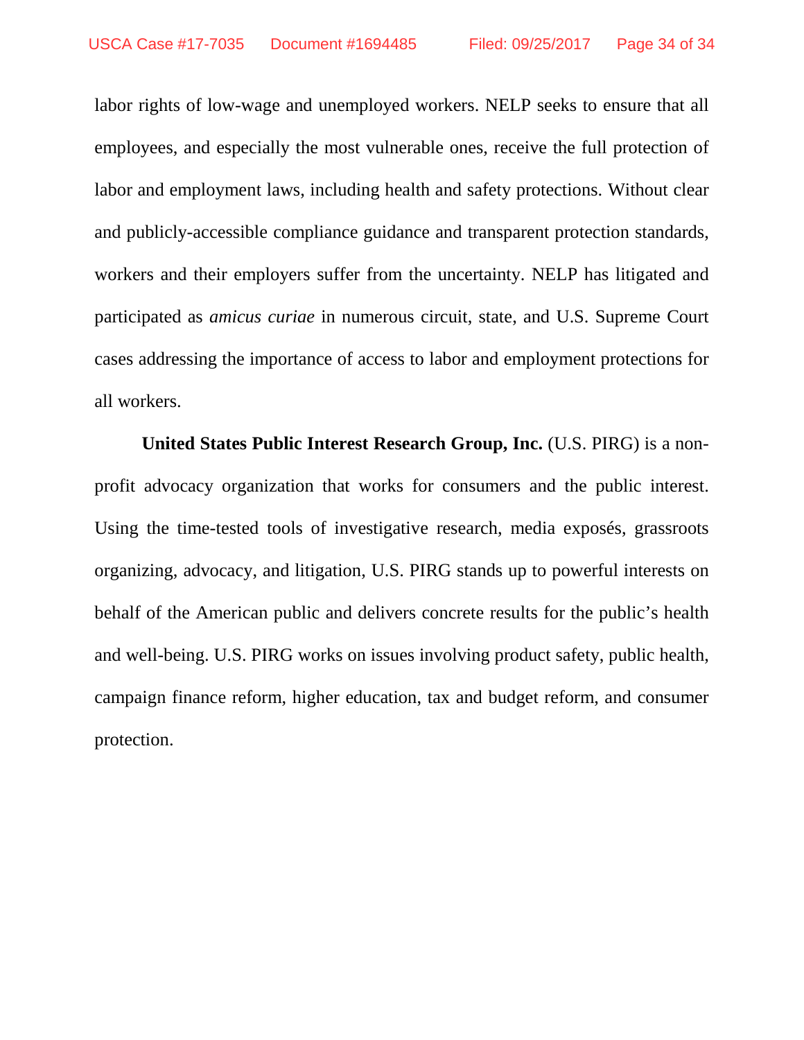labor rights of low-wage and unemployed workers. NELP seeks to ensure that all employees, and especially the most vulnerable ones, receive the full protection of labor and employment laws, including health and safety protections. Without clear and publicly-accessible compliance guidance and transparent protection standards, workers and their employers suffer from the uncertainty. NELP has litigated and participated as *amicus curiae* in numerous circuit, state, and U.S. Supreme Court cases addressing the importance of access to labor and employment protections for all workers.

**United States Public Interest Research Group, Inc.** (U.S. PIRG) is a non-profit advocacy organization that works for consumers and the public interest. Using the time-tested tools of investigative research, media exposés, grassroots organizing, advocacy, and litigation, U.S. PIRG stands up to powerful interests on behalf of the American public and delivers concrete results for the public's health and well-being. U.S. PIRG works on issues involving product safety, public health, campaign finance reform, higher education, tax and budget reform, and consumer protection.